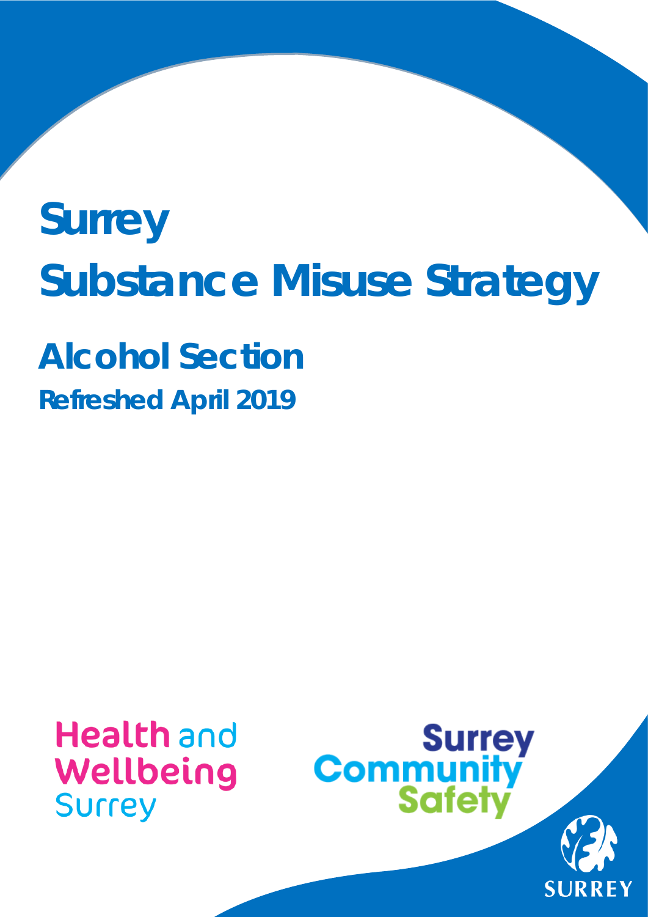# Surrey
# Substance Misuse Strategy

## Alcohol Section

**Refreshed April 2019**

Health and Wellbeing Surrey

Surrey Community Safety

SURREY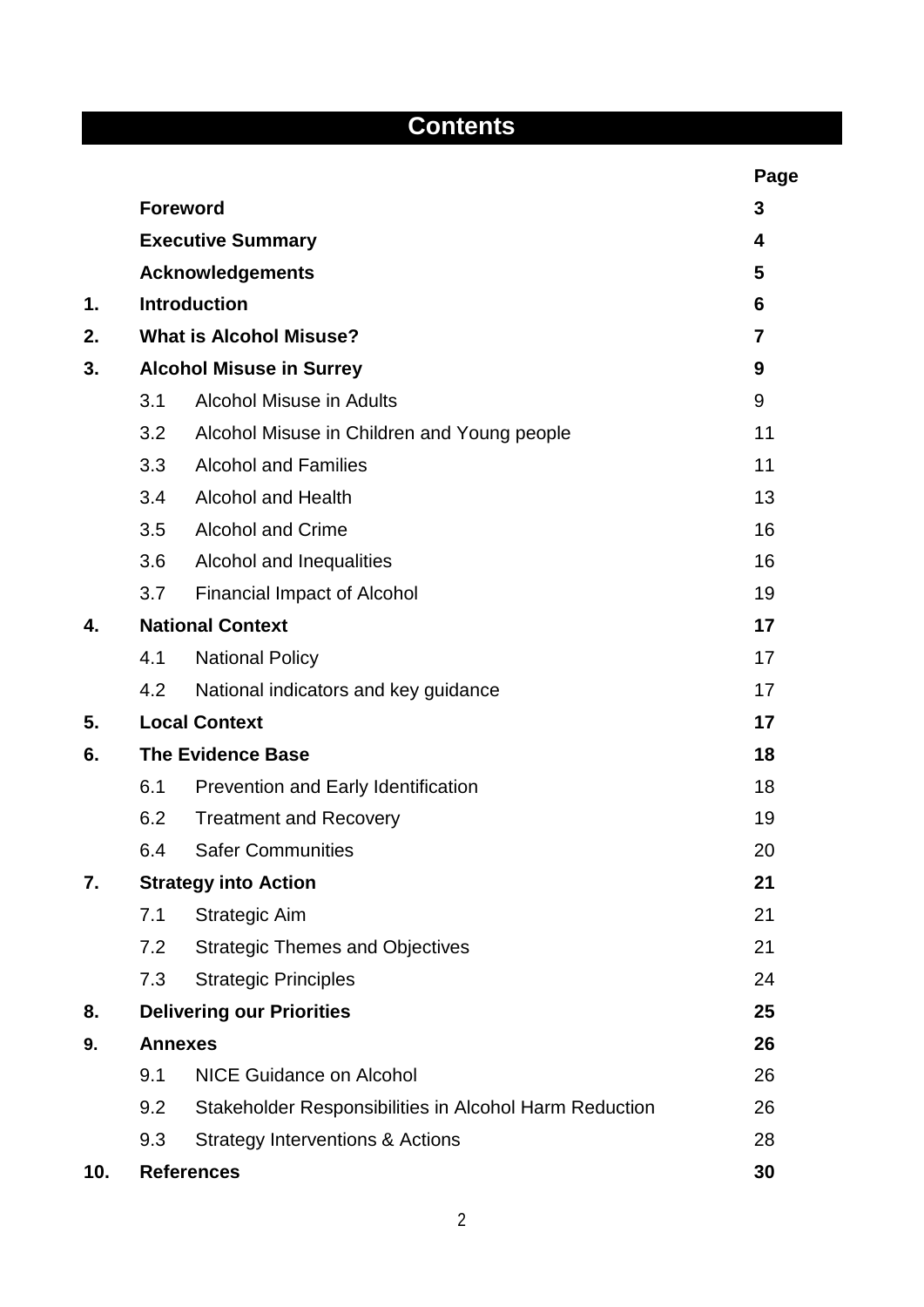# Contents

| | | | Page |
|---|---|---|---|
| | **Foreword** | | **3** |
| | **Executive Summary** | | **4** |
| | **Acknowledgements** | | **5** |
| **1.** | **Introduction** | | **6** |
| **2.** | **What is Alcohol Misuse?** | | **7** |
| **3.** | **Alcohol Misuse in Surrey** | | **9** |
| | 3.1 | Alcohol Misuse in Adults | 9 |
| | 3.2 | Alcohol Misuse in Children and Young people | 11 |
| | 3.3 | Alcohol and Families | 11 |
| | 3.4 | Alcohol and Health | 13 |
| | 3.5 | Alcohol and Crime | 16 |
| | 3.6 | Alcohol and Inequalities | 16 |
| | 3.7 | Financial Impact of Alcohol | 19 |
| **4.** | **National Context** | | **17** |
| | 4.1 | National Policy | 17 |
| | 4.2 | National indicators and key guidance | 17 |
| **5.** | **Local Context** | | **17** |
| **6.** | **The Evidence Base** | | **18** |
| | 6.1 | Prevention and Early Identification | 18 |
| | 6.2 | Treatment and Recovery | 19 |
| | 6.4 | Safer Communities | 20 |
| **7.** | **Strategy into Action** | | **21** |
| | 7.1 | Strategic Aim | 21 |
| | 7.2 | Strategic Themes and Objectives | 21 |
| | 7.3 | Strategic Principles | 24 |
| **8.** | **Delivering our Priorities** | | **25** |
| **9.** | **Annexes** | | **26** |
| | 9.1 | NICE Guidance on Alcohol | 26 |
| | 9.2 | Stakeholder Responsibilities in Alcohol Harm Reduction | 26 |
| | 9.3 | Strategy Interventions & Actions | 28 |
| **10.** | **References** | | **30** |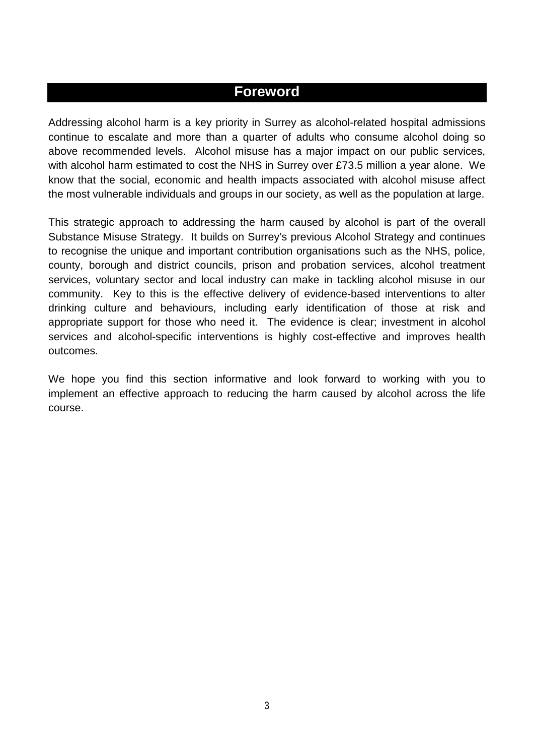## Foreword

Addressing alcohol harm is a key priority in Surrey as alcohol-related hospital admissions continue to escalate and more than a quarter of adults who consume alcohol doing so above recommended levels. Alcohol misuse has a major impact on our public services, with alcohol harm estimated to cost the NHS in Surrey over £73.5 million a year alone. We know that the social, economic and health impacts associated with alcohol misuse affect the most vulnerable individuals and groups in our society, as well as the population at large.

This strategic approach to addressing the harm caused by alcohol is part of the overall Substance Misuse Strategy. It builds on Surrey's previous Alcohol Strategy and continues to recognise the unique and important contribution organisations such as the NHS, police, county, borough and district councils, prison and probation services, alcohol treatment services, voluntary sector and local industry can make in tackling alcohol misuse in our community. Key to this is the effective delivery of evidence-based interventions to alter drinking culture and behaviours, including early identification of those at risk and appropriate support for those who need it. The evidence is clear; investment in alcohol services and alcohol-specific interventions is highly cost-effective and improves health outcomes.

We hope you find this section informative and look forward to working with you to implement an effective approach to reducing the harm caused by alcohol across the life course.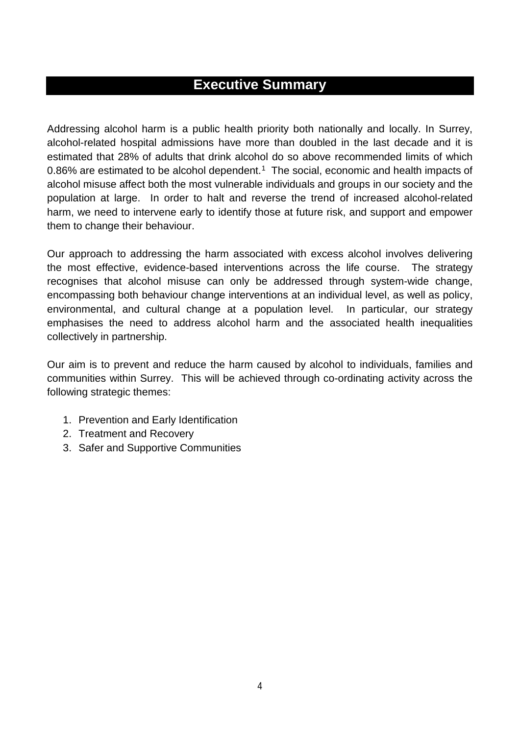# Executive Summary

Addressing alcohol harm is a public health priority both nationally and locally. In Surrey, alcohol-related hospital admissions have more than doubled in the last decade and it is estimated that 28% of adults that drink alcohol do so above recommended limits of which 0.86% are estimated to be alcohol dependent.[1] The social, economic and health impacts of alcohol misuse affect both the most vulnerable individuals and groups in our society and the population at large. In order to halt and reverse the trend of increased alcohol-related harm, we need to intervene early to identify those at future risk, and support and empower them to change their behaviour.

Our approach to addressing the harm associated with excess alcohol involves delivering the most effective, evidence-based interventions across the life course. The strategy recognises that alcohol misuse can only be addressed through system-wide change, encompassing both behaviour change interventions at an individual level, as well as policy, environmental, and cultural change at a population level. In particular, our strategy emphasises the need to address alcohol harm and the associated health inequalities collectively in partnership.

Our aim is to prevent and reduce the harm caused by alcohol to individuals, families and communities within Surrey. This will be achieved through co-ordinating activity across the following strategic themes:

1. Prevention and Early Identification
2. Treatment and Recovery
3. Safer and Supportive Communities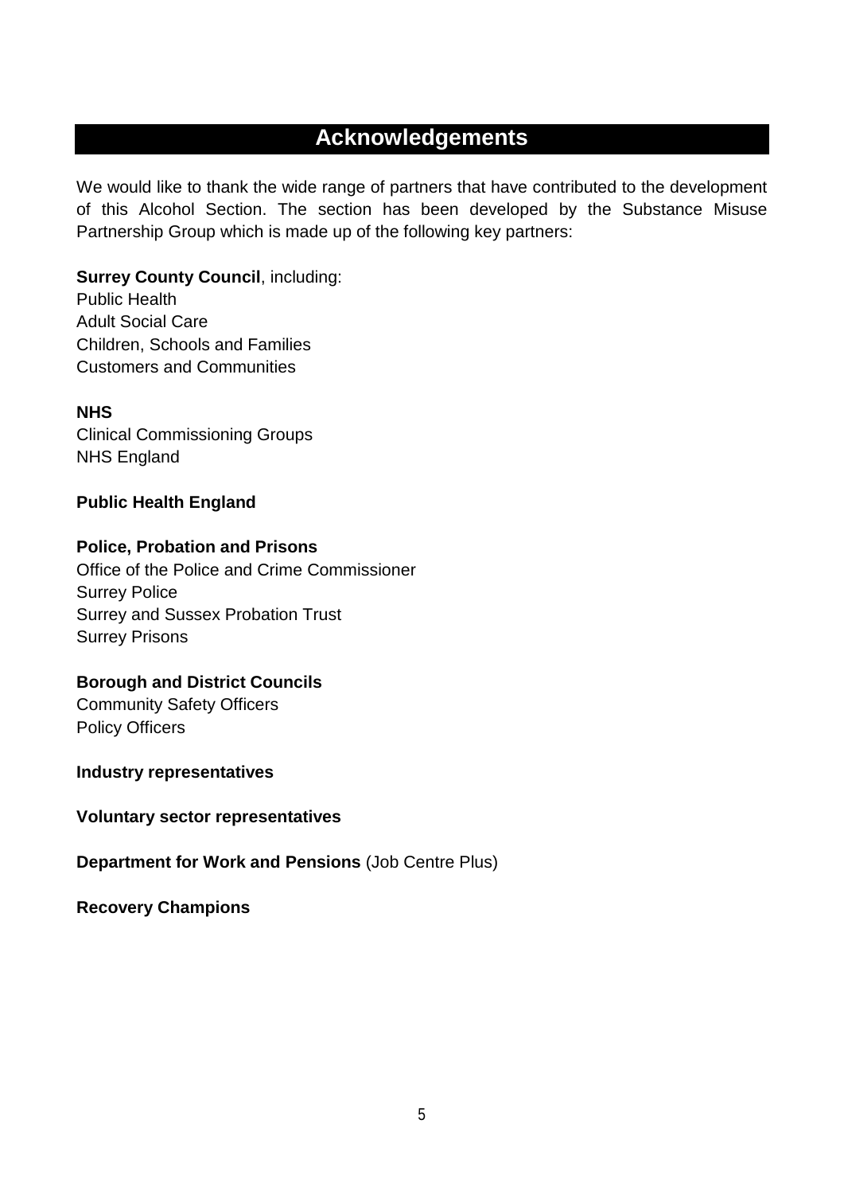# Acknowledgements

We would like to thank the wide range of partners that have contributed to the development of this Alcohol Section. The section has been developed by the Substance Misuse Partnership Group which is made up of the following key partners:

**Surrey County Council**, including:
Public Health
Adult Social Care
Children, Schools and Families
Customers and Communities

**NHS**
Clinical Commissioning Groups
NHS England

**Public Health England**

**Police, Probation and Prisons**
Office of the Police and Crime Commissioner
Surrey Police
Surrey and Sussex Probation Trust
Surrey Prisons

**Borough and District Councils**
Community Safety Officers
Policy Officers

**Industry representatives**

**Voluntary sector representatives**

**Department for Work and Pensions** (Job Centre Plus)

**Recovery Champions**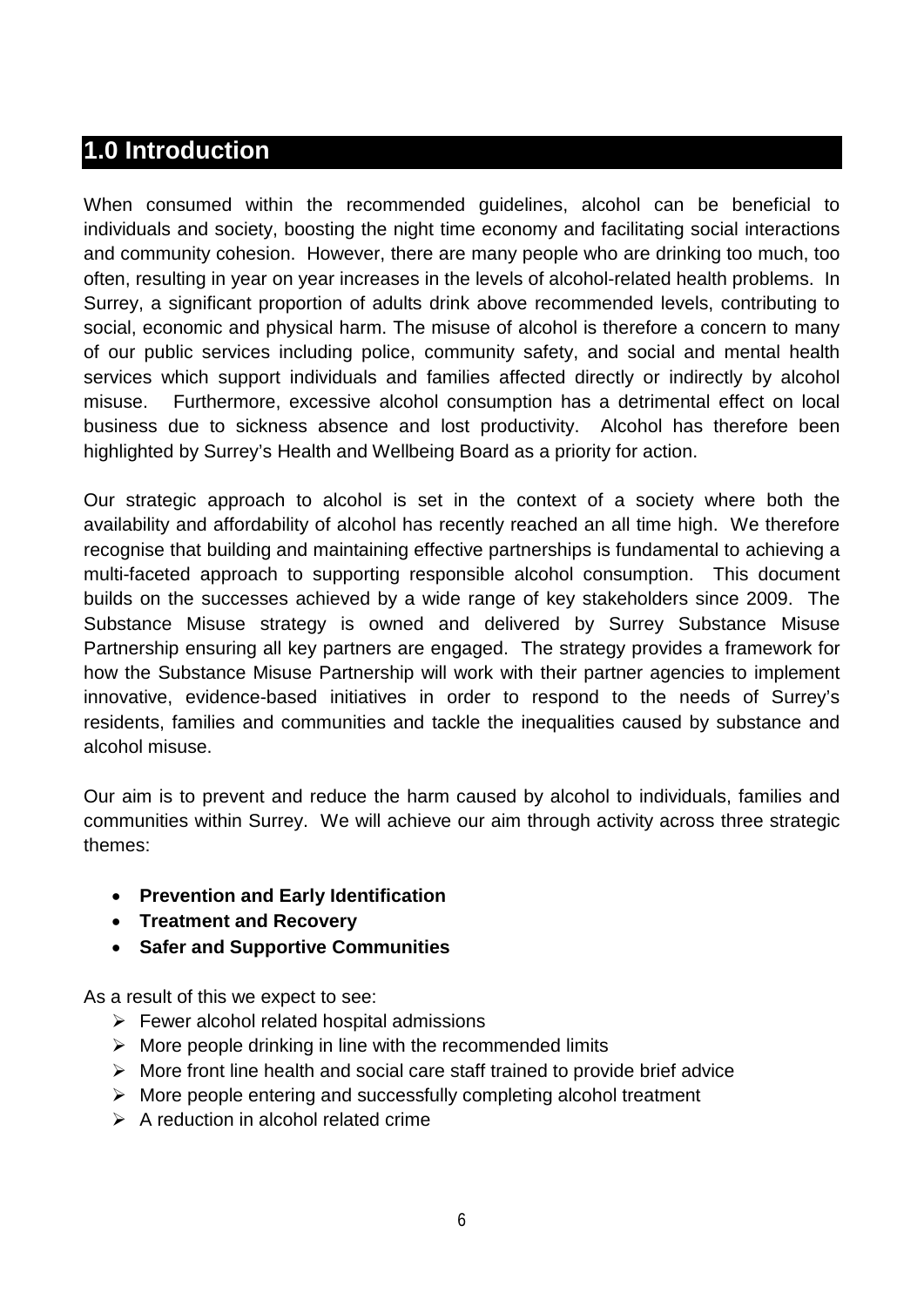## 1.0 Introduction

When consumed within the recommended guidelines, alcohol can be beneficial to individuals and society, boosting the night time economy and facilitating social interactions and community cohesion. However, there are many people who are drinking too much, too often, resulting in year on year increases in the levels of alcohol-related health problems. In Surrey, a significant proportion of adults drink above recommended levels, contributing to social, economic and physical harm. The misuse of alcohol is therefore a concern to many of our public services including police, community safety, and social and mental health services which support individuals and families affected directly or indirectly by alcohol misuse. Furthermore, excessive alcohol consumption has a detrimental effect on local business due to sickness absence and lost productivity. Alcohol has therefore been highlighted by Surrey's Health and Wellbeing Board as a priority for action.

Our strategic approach to alcohol is set in the context of a society where both the availability and affordability of alcohol has recently reached an all time high. We therefore recognise that building and maintaining effective partnerships is fundamental to achieving a multi-faceted approach to supporting responsible alcohol consumption. This document builds on the successes achieved by a wide range of key stakeholders since 2009. The Substance Misuse strategy is owned and delivered by Surrey Substance Misuse Partnership ensuring all key partners are engaged. The strategy provides a framework for how the Substance Misuse Partnership will work with their partner agencies to implement innovative, evidence-based initiatives in order to respond to the needs of Surrey's residents, families and communities and tackle the inequalities caused by substance and alcohol misuse.

Our aim is to prevent and reduce the harm caused by alcohol to individuals, families and communities within Surrey. We will achieve our aim through activity across three strategic themes:

- **Prevention and Early Identification**
- **Treatment and Recovery**
- **Safer and Supportive Communities**

As a result of this we expect to see:

- Fewer alcohol related hospital admissions
- More people drinking in line with the recommended limits
- More front line health and social care staff trained to provide brief advice
- More people entering and successfully completing alcohol treatment
- A reduction in alcohol related crime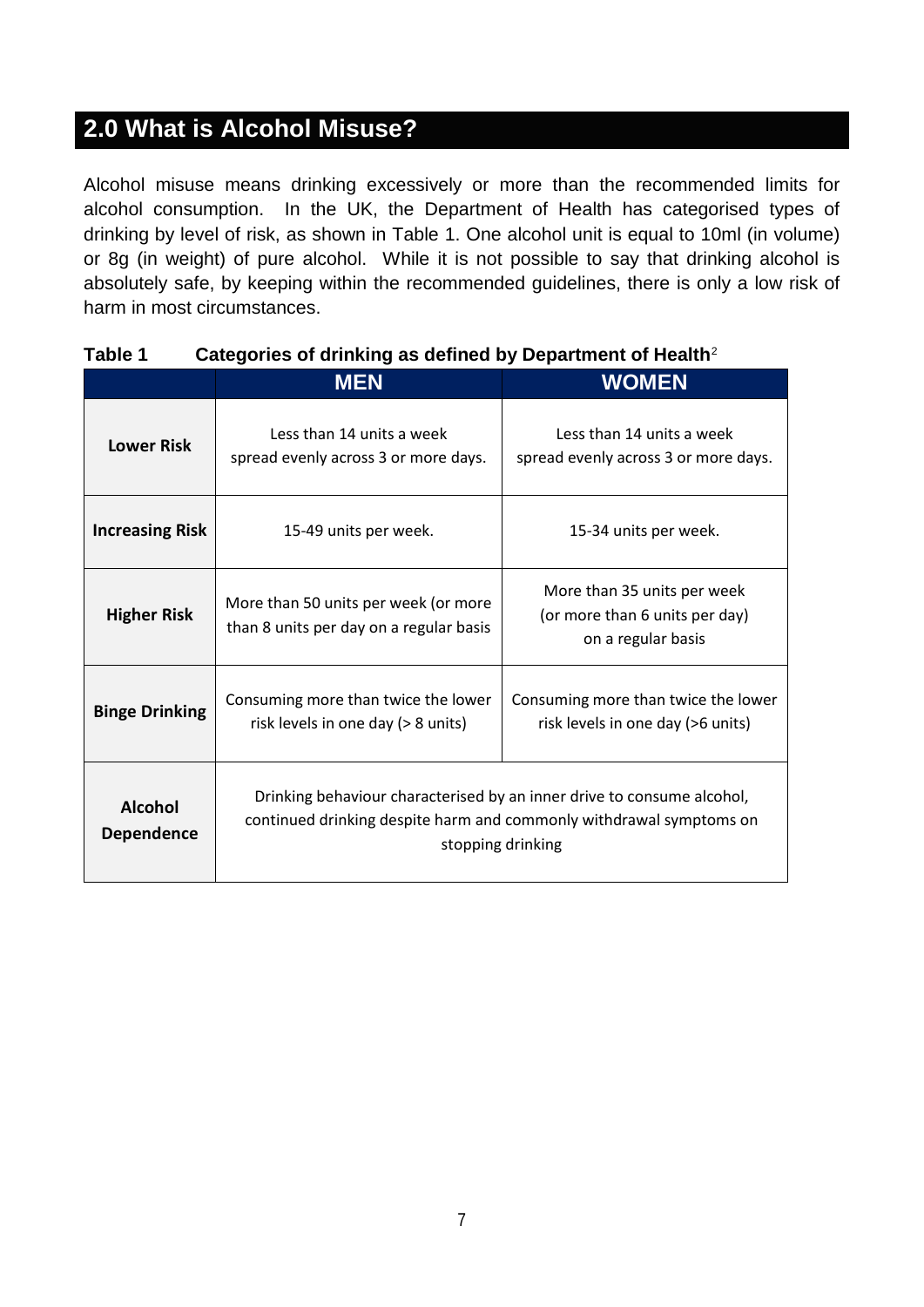## 2.0 What is Alcohol Misuse?

Alcohol misuse means drinking excessively or more than the recommended limits for alcohol consumption. In the UK, the Department of Health has categorised types of drinking by level of risk, as shown in Table 1. One alcohol unit is equal to 10ml (in volume) or 8g (in weight) of pure alcohol. While it is not possible to say that drinking alcohol is absolutely safe, by keeping within the recommended guidelines, there is only a low risk of harm in most circumstances.

**Table 1 Categories of drinking as defined by Department of Health**[2]

| | MEN | WOMEN |
|---|---|---|
| **Lower Risk** | Less than 14 units a week spread evenly across 3 or more days. | Less than 14 units a week spread evenly across 3 or more days. |
| **Increasing Risk** | 15-49 units per week. | 15-34 units per week. |
| **Higher Risk** | More than 50 units per week (or more than 8 units per day on a regular basis | More than 35 units per week (or more than 6 units per day) on a regular basis |
| **Binge Drinking** | Consuming more than twice the lower risk levels in one day (> 8 units) | Consuming more than twice the lower risk levels in one day (>6 units) |
| **Alcohol Dependence** | Drinking behaviour characterised by an inner drive to consume alcohol, continued drinking despite harm and commonly withdrawal symptoms on stopping drinking | |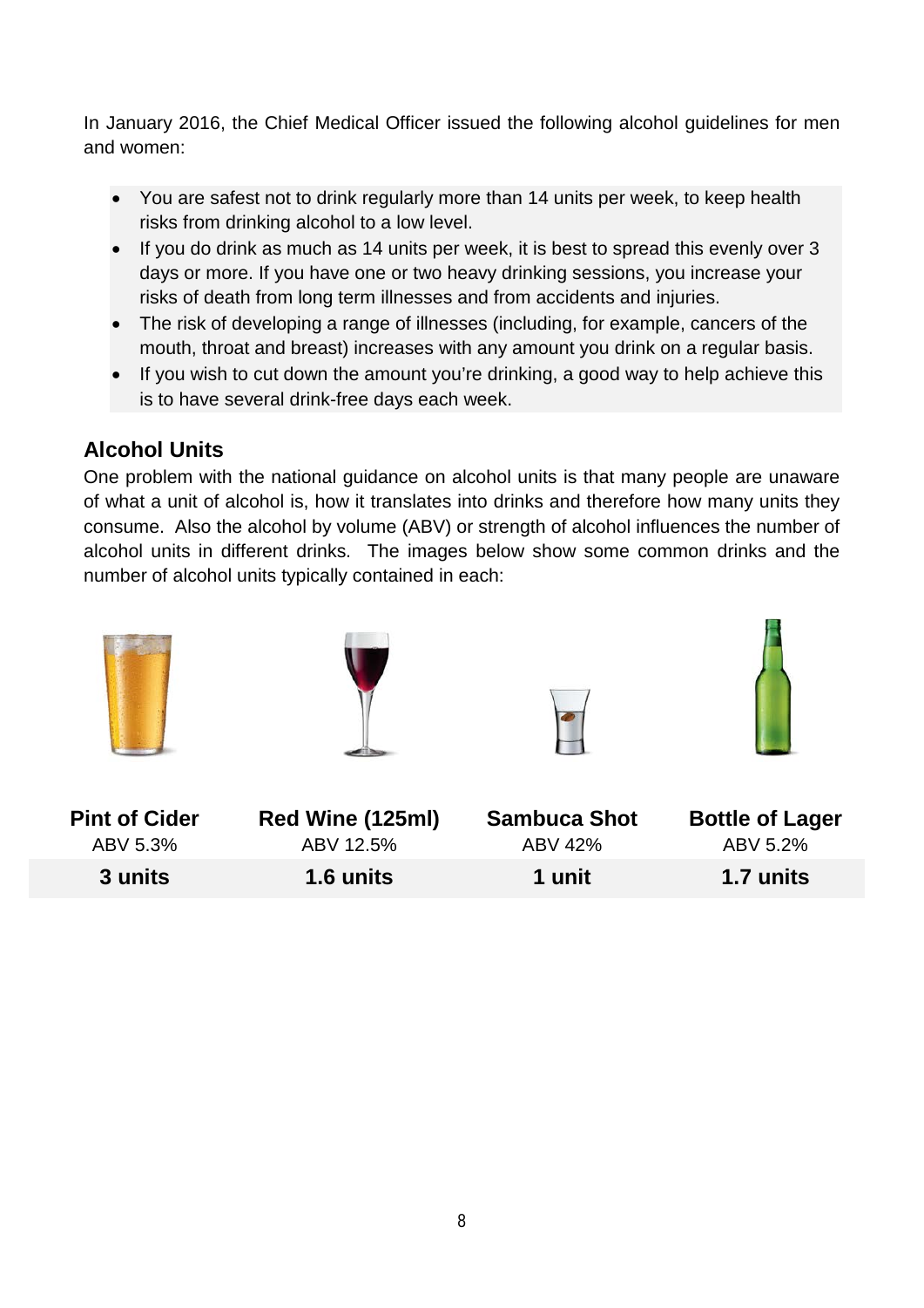In January 2016, the Chief Medical Officer issued the following alcohol guidelines for men and women:

- You are safest not to drink regularly more than 14 units per week, to keep health risks from drinking alcohol to a low level.
- If you do drink as much as 14 units per week, it is best to spread this evenly over 3 days or more. If you have one or two heavy drinking sessions, you increase your risks of death from long term illnesses and from accidents and injuries.
- The risk of developing a range of illnesses (including, for example, cancers of the mouth, throat and breast) increases with any amount you drink on a regular basis.
- If you wish to cut down the amount you're drinking, a good way to help achieve this is to have several drink-free days each week.

## Alcohol Units

One problem with the national guidance on alcohol units is that many people are unaware of what a unit of alcohol is, how it translates into drinks and therefore how many units they consume. Also the alcohol by volume (ABV) or strength of alcohol influences the number of alcohol units in different drinks. The images below show some common drinks and the number of alcohol units typically contained in each:

| Pint of Cider | Red Wine (125ml) | Sambuca Shot | Bottle of Lager |
|---|---|---|---|
| ABV 5.3% | ABV 12.5% | ABV 42% | ABV 5.2% |
| **3 units** | **1.6 units** | **1 unit** | **1.7 units** |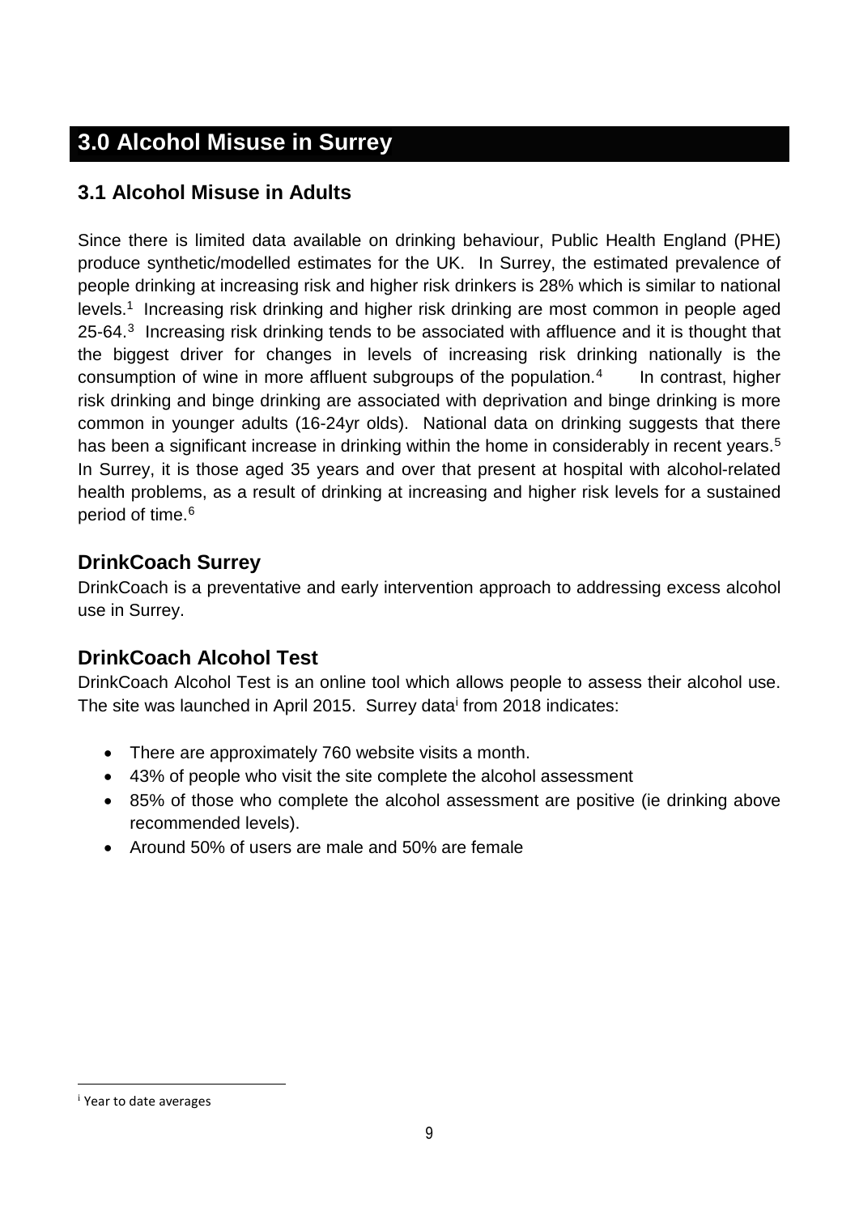## 3.0 Alcohol Misuse in Surrey

### 3.1 Alcohol Misuse in Adults

Since there is limited data available on drinking behaviour, Public Health England (PHE) produce synthetic/modelled estimates for the UK. In Surrey, the estimated prevalence of people drinking at increasing risk and higher risk drinkers is 28% which is similar to national levels.[1] Increasing risk drinking and higher risk drinking are most common in people aged 25-64.[3] Increasing risk drinking tends to be associated with affluence and it is thought that the biggest driver for changes in levels of increasing risk drinking nationally is the consumption of wine in more affluent subgroups of the population.[4] In contrast, higher risk drinking and binge drinking are associated with deprivation and binge drinking is more common in younger adults (16-24yr olds). National data on drinking suggests that there has been a significant increase in drinking within the home in considerably in recent years.[5] In Surrey, it is those aged 35 years and over that present at hospital with alcohol-related health problems, as a result of drinking at increasing and higher risk levels for a sustained period of time.[6]

### DrinkCoach Surrey

DrinkCoach is a preventative and early intervention approach to addressing excess alcohol use in Surrey.

### DrinkCoach Alcohol Test

DrinkCoach Alcohol Test is an online tool which allows people to assess their alcohol use. The site was launched in April 2015. Surrey data[i] from 2018 indicates:

- There are approximately 760 website visits a month.
- 43% of people who visit the site complete the alcohol assessment
- 85% of those who complete the alcohol assessment are positive (ie drinking above recommended levels).
- Around 50% of users are male and 50% are female

[i] Year to date averages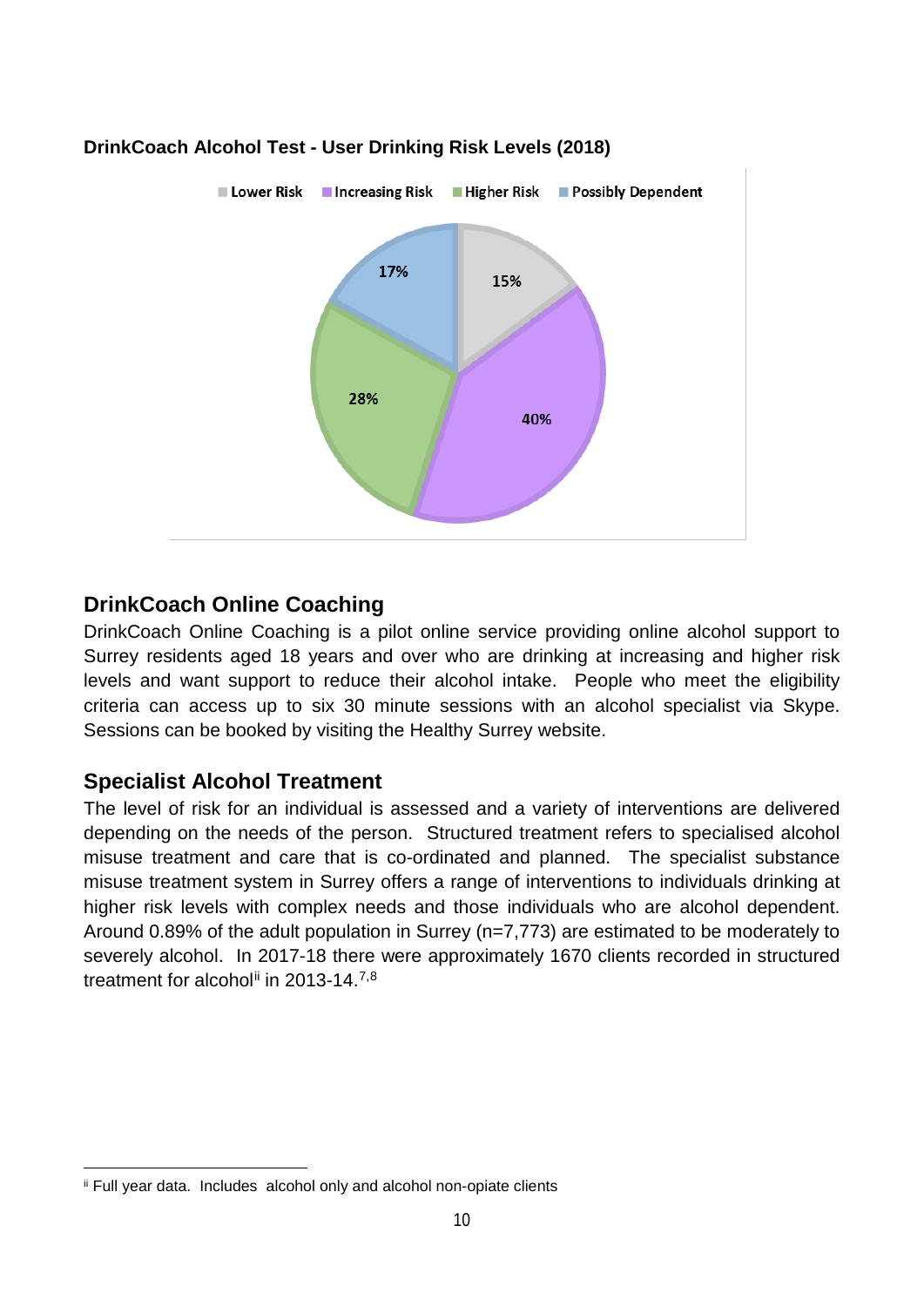**DrinkCoach Alcohol Test - User Drinking Risk Levels (2018)**

| Risk Level | Percentage |
|---|---|
| Lower Risk | 15% |
| Increasing Risk | 40% |
| Higher Risk | 28% |
| Possibly Dependent | 17% |

## DrinkCoach Online Coaching

DrinkCoach Online Coaching is a pilot online service providing online alcohol support to Surrey residents aged 18 years and over who are drinking at increasing and higher risk levels and want support to reduce their alcohol intake. People who meet the eligibility criteria can access up to six 30 minute sessions with an alcohol specialist via Skype. Sessions can be booked by visiting the Healthy Surrey website.

## Specialist Alcohol Treatment

The level of risk for an individual is assessed and a variety of interventions are delivered depending on the needs of the person. Structured treatment refers to specialised alcohol misuse treatment and care that is co-ordinated and planned. The specialist substance misuse treatment system in Surrey offers a range of interventions to individuals drinking at higher risk levels with complex needs and those individuals who are alcohol dependent. Around 0.89% of the adult population in Surrey (n=7,773) are estimated to be moderately to severely alcohol. In 2017-18 there were approximately 1670 clients recorded in structured treatment for alcohol[ii] in 2013-14.[7,8]

---

[ii] Full year data. Includes alcohol only and alcohol non-opiate clients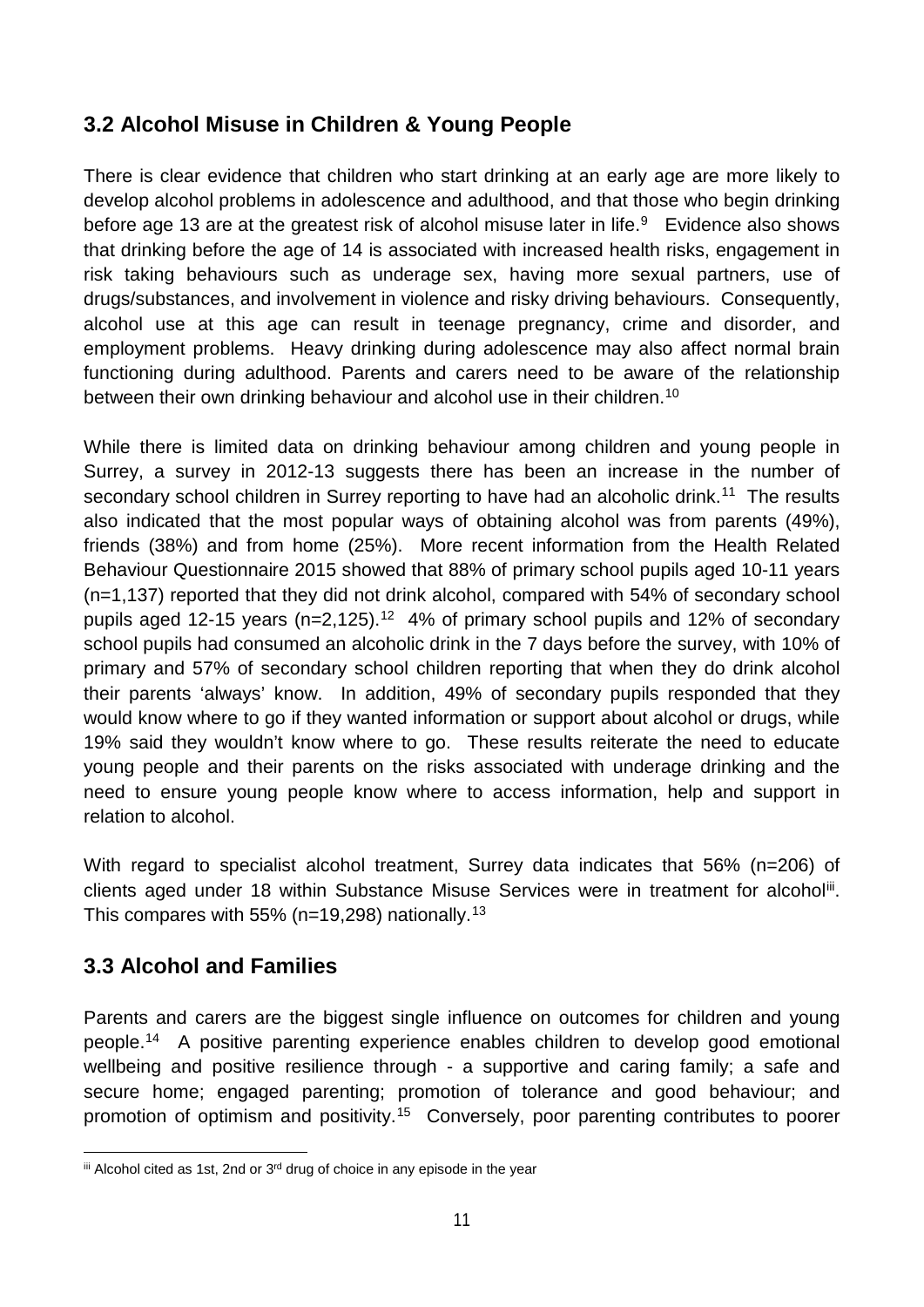## 3.2 Alcohol Misuse in Children & Young People

There is clear evidence that children who start drinking at an early age are more likely to develop alcohol problems in adolescence and adulthood, and that those who begin drinking before age 13 are at the greatest risk of alcohol misuse later in life.[9] Evidence also shows that drinking before the age of 14 is associated with increased health risks, engagement in risk taking behaviours such as underage sex, having more sexual partners, use of drugs/substances, and involvement in violence and risky driving behaviours. Consequently, alcohol use at this age can result in teenage pregnancy, crime and disorder, and employment problems. Heavy drinking during adolescence may also affect normal brain functioning during adulthood. Parents and carers need to be aware of the relationship between their own drinking behaviour and alcohol use in their children.[10]

While there is limited data on drinking behaviour among children and young people in Surrey, a survey in 2012-13 suggests there has been an increase in the number of secondary school children in Surrey reporting to have had an alcoholic drink.[11] The results also indicated that the most popular ways of obtaining alcohol was from parents (49%), friends (38%) and from home (25%). More recent information from the Health Related Behaviour Questionnaire 2015 showed that 88% of primary school pupils aged 10-11 years (n=1,137) reported that they did not drink alcohol, compared with 54% of secondary school pupils aged 12-15 years (n=2,125).[12] 4% of primary school pupils and 12% of secondary school pupils had consumed an alcoholic drink in the 7 days before the survey, with 10% of primary and 57% of secondary school children reporting that when they do drink alcohol their parents 'always' know. In addition, 49% of secondary pupils responded that they would know where to go if they wanted information or support about alcohol or drugs, while 19% said they wouldn't know where to go. These results reiterate the need to educate young people and their parents on the risks associated with underage drinking and the need to ensure young people know where to access information, help and support in relation to alcohol.

With regard to specialist alcohol treatment, Surrey data indicates that 56% (n=206) of clients aged under 18 within Substance Misuse Services were in treatment for alcohol[iii]. This compares with 55% (n=19,298) nationally.[13]

## 3.3 Alcohol and Families

Parents and carers are the biggest single influence on outcomes for children and young people.[14] A positive parenting experience enables children to develop good emotional wellbeing and positive resilience through - a supportive and caring family; a safe and secure home; engaged parenting; promotion of tolerance and good behaviour; and promotion of optimism and positivity.[15] Conversely, poor parenting contributes to poorer

[iii] Alcohol cited as 1st, 2nd or 3rd drug of choice in any episode in the year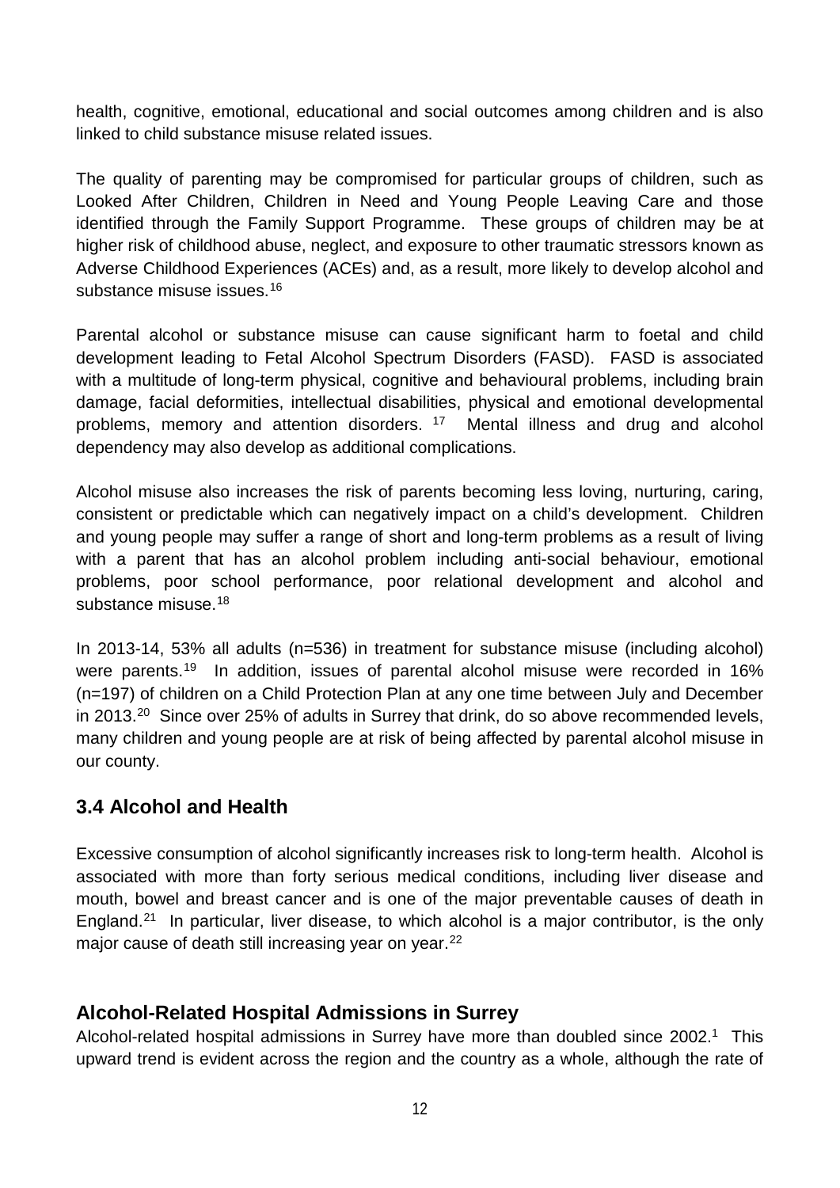health, cognitive, emotional, educational and social outcomes among children and is also linked to child substance misuse related issues.

The quality of parenting may be compromised for particular groups of children, such as Looked After Children, Children in Need and Young People Leaving Care and those identified through the Family Support Programme. These groups of children may be at higher risk of childhood abuse, neglect, and exposure to other traumatic stressors known as Adverse Childhood Experiences (ACEs) and, as a result, more likely to develop alcohol and substance misuse issues.[16]

Parental alcohol or substance misuse can cause significant harm to foetal and child development leading to Fetal Alcohol Spectrum Disorders (FASD). FASD is associated with a multitude of long-term physical, cognitive and behavioural problems, including brain damage, facial deformities, intellectual disabilities, physical and emotional developmental problems, memory and attention disorders. [17] Mental illness and drug and alcohol dependency may also develop as additional complications.

Alcohol misuse also increases the risk of parents becoming less loving, nurturing, caring, consistent or predictable which can negatively impact on a child's development. Children and young people may suffer a range of short and long-term problems as a result of living with a parent that has an alcohol problem including anti-social behaviour, emotional problems, poor school performance, poor relational development and alcohol and substance misuse.[18]

In 2013-14, 53% all adults (n=536) in treatment for substance misuse (including alcohol) were parents.[19] In addition, issues of parental alcohol misuse were recorded in 16% (n=197) of children on a Child Protection Plan at any one time between July and December in 2013.[20] Since over 25% of adults in Surrey that drink, do so above recommended levels, many children and young people are at risk of being affected by parental alcohol misuse in our county.

## 3.4 Alcohol and Health

Excessive consumption of alcohol significantly increases risk to long-term health. Alcohol is associated with more than forty serious medical conditions, including liver disease and mouth, bowel and breast cancer and is one of the major preventable causes of death in England.[21] In particular, liver disease, to which alcohol is a major contributor, is the only major cause of death still increasing year on year.[22]

### Alcohol-Related Hospital Admissions in Surrey

Alcohol-related hospital admissions in Surrey have more than doubled since 2002.[1] This upward trend is evident across the region and the country as a whole, although the rate of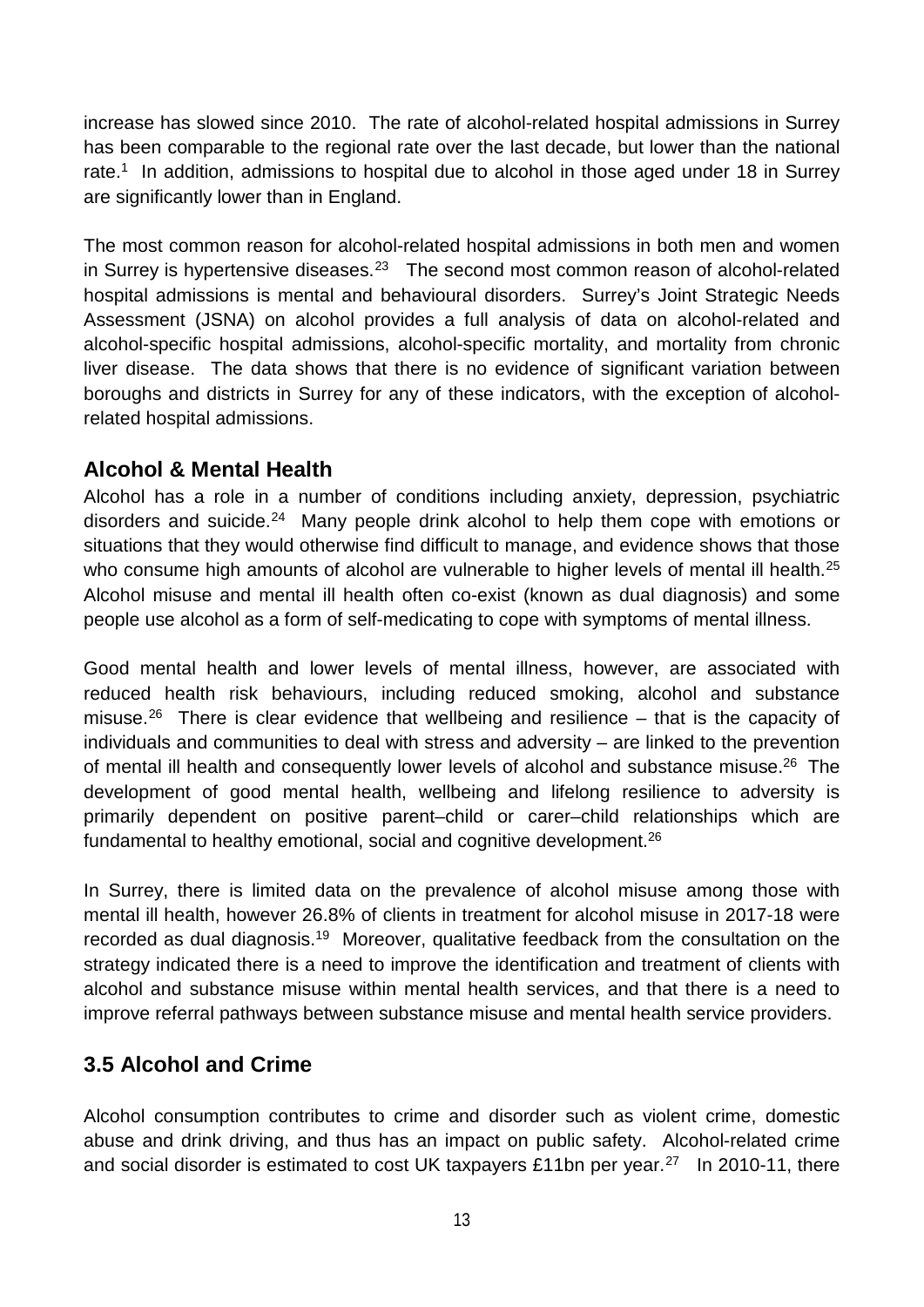increase has slowed since 2010. The rate of alcohol-related hospital admissions in Surrey has been comparable to the regional rate over the last decade, but lower than the national rate.[1] In addition, admissions to hospital due to alcohol in those aged under 18 in Surrey are significantly lower than in England.

The most common reason for alcohol-related hospital admissions in both men and women in Surrey is hypertensive diseases.[23] The second most common reason of alcohol-related hospital admissions is mental and behavioural disorders. Surrey's Joint Strategic Needs Assessment (JSNA) on alcohol provides a full analysis of data on alcohol-related and alcohol-specific hospital admissions, alcohol-specific mortality, and mortality from chronic liver disease. The data shows that there is no evidence of significant variation between boroughs and districts in Surrey for any of these indicators, with the exception of alcohol-related hospital admissions.

### Alcohol & Mental Health

Alcohol has a role in a number of conditions including anxiety, depression, psychiatric disorders and suicide.[24] Many people drink alcohol to help them cope with emotions or situations that they would otherwise find difficult to manage, and evidence shows that those who consume high amounts of alcohol are vulnerable to higher levels of mental ill health.[25] Alcohol misuse and mental ill health often co-exist (known as dual diagnosis) and some people use alcohol as a form of self-medicating to cope with symptoms of mental illness.

Good mental health and lower levels of mental illness, however, are associated with reduced health risk behaviours, including reduced smoking, alcohol and substance misuse.[26] There is clear evidence that wellbeing and resilience – that is the capacity of individuals and communities to deal with stress and adversity – are linked to the prevention of mental ill health and consequently lower levels of alcohol and substance misuse.[26] The development of good mental health, wellbeing and lifelong resilience to adversity is primarily dependent on positive parent–child or carer–child relationships which are fundamental to healthy emotional, social and cognitive development.[26]

In Surrey, there is limited data on the prevalence of alcohol misuse among those with mental ill health, however 26.8% of clients in treatment for alcohol misuse in 2017-18 were recorded as dual diagnosis.[19] Moreover, qualitative feedback from the consultation on the strategy indicated there is a need to improve the identification and treatment of clients with alcohol and substance misuse within mental health services, and that there is a need to improve referral pathways between substance misuse and mental health service providers.

## 3.5 Alcohol and Crime

Alcohol consumption contributes to crime and disorder such as violent crime, domestic abuse and drink driving, and thus has an impact on public safety. Alcohol-related crime and social disorder is estimated to cost UK taxpayers £11bn per year.[27] In 2010-11, there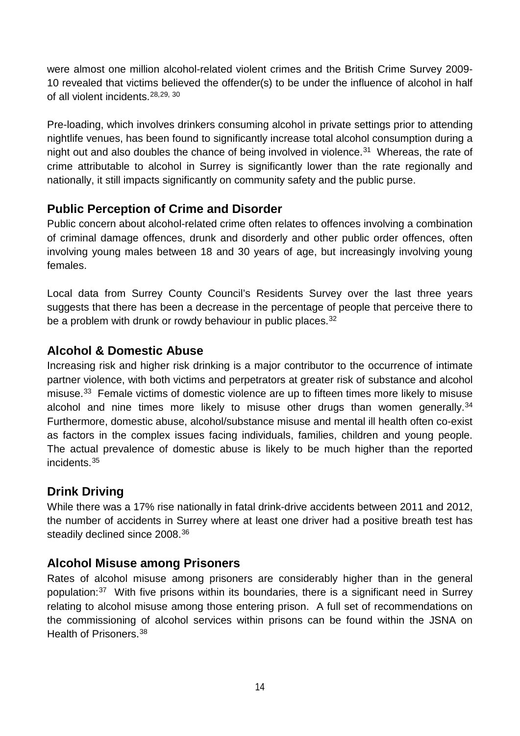were almost one million alcohol-related violent crimes and the British Crime Survey 2009-10 revealed that victims believed the offender(s) to be under the influence of alcohol in half of all violent incidents.[28,29, 30]

Pre-loading, which involves drinkers consuming alcohol in private settings prior to attending nightlife venues, has been found to significantly increase total alcohol consumption during a night out and also doubles the chance of being involved in violence.[31] Whereas, the rate of crime attributable to alcohol in Surrey is significantly lower than the rate regionally and nationally, it still impacts significantly on community safety and the public purse.

## Public Perception of Crime and Disorder

Public concern about alcohol-related crime often relates to offences involving a combination of criminal damage offences, drunk and disorderly and other public order offences, often involving young males between 18 and 30 years of age, but increasingly involving young females.

Local data from Surrey County Council's Residents Survey over the last three years suggests that there has been a decrease in the percentage of people that perceive there to be a problem with drunk or rowdy behaviour in public places.[32]

## Alcohol & Domestic Abuse

Increasing risk and higher risk drinking is a major contributor to the occurrence of intimate partner violence, with both victims and perpetrators at greater risk of substance and alcohol misuse.[33] Female victims of domestic violence are up to fifteen times more likely to misuse alcohol and nine times more likely to misuse other drugs than women generally.[34] Furthermore, domestic abuse, alcohol/substance misuse and mental ill health often co-exist as factors in the complex issues facing individuals, families, children and young people. The actual prevalence of domestic abuse is likely to be much higher than the reported incidents.[35]

## Drink Driving

While there was a 17% rise nationally in fatal drink-drive accidents between 2011 and 2012, the number of accidents in Surrey where at least one driver had a positive breath test has steadily declined since 2008.[36]

## Alcohol Misuse among Prisoners

Rates of alcohol misuse among prisoners are considerably higher than in the general population:[37] With five prisons within its boundaries, there is a significant need in Surrey relating to alcohol misuse among those entering prison. A full set of recommendations on the commissioning of alcohol services within prisons can be found within the JSNA on Health of Prisoners.[38]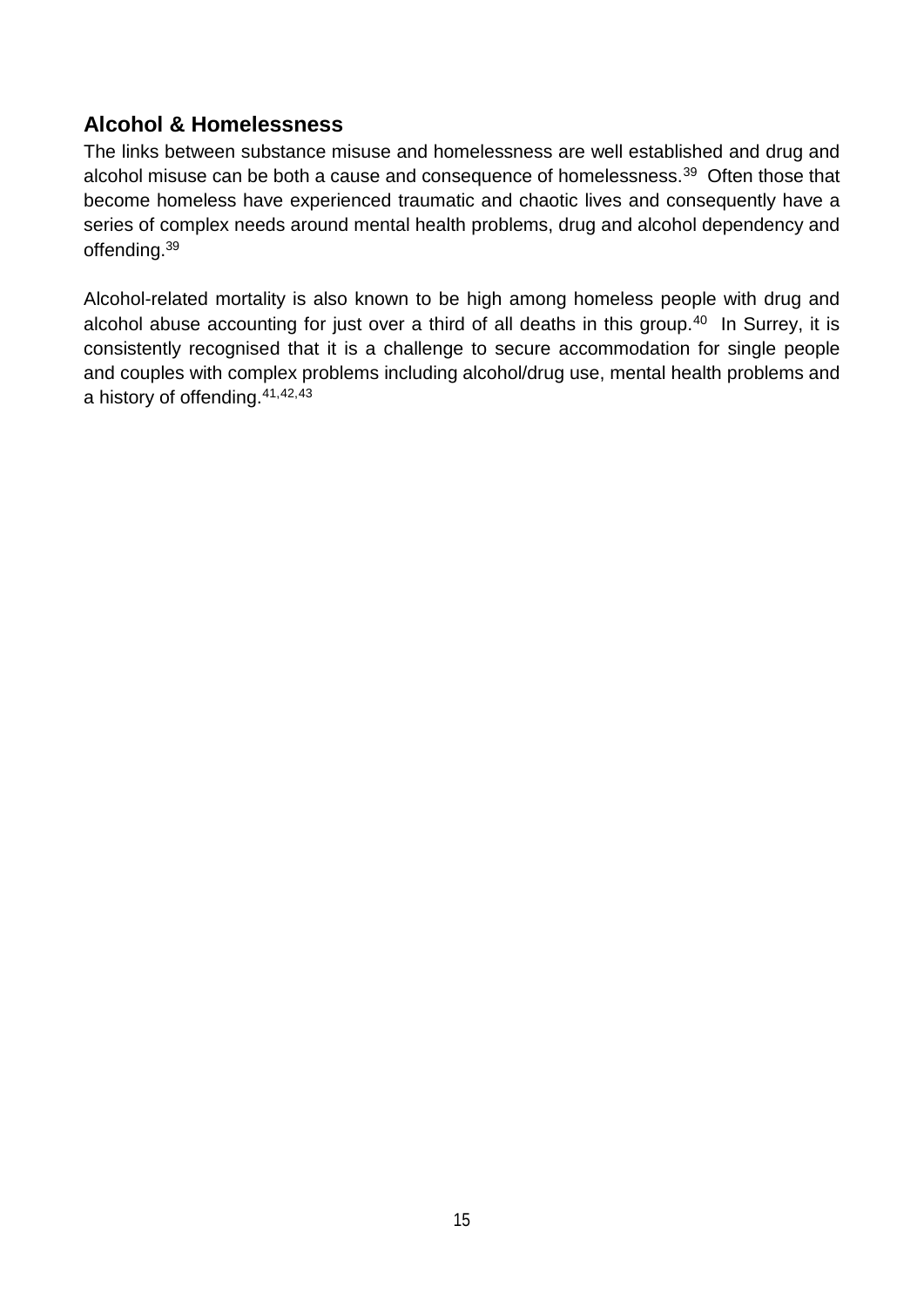## Alcohol & Homelessness

The links between substance misuse and homelessness are well established and drug and alcohol misuse can be both a cause and consequence of homelessness.[39] Often those that become homeless have experienced traumatic and chaotic lives and consequently have a series of complex needs around mental health problems, drug and alcohol dependency and offending.[39]

Alcohol-related mortality is also known to be high among homeless people with drug and alcohol abuse accounting for just over a third of all deaths in this group.[40] In Surrey, it is consistently recognised that it is a challenge to secure accommodation for single people and couples with complex problems including alcohol/drug use, mental health problems and a history of offending.[41,42,43]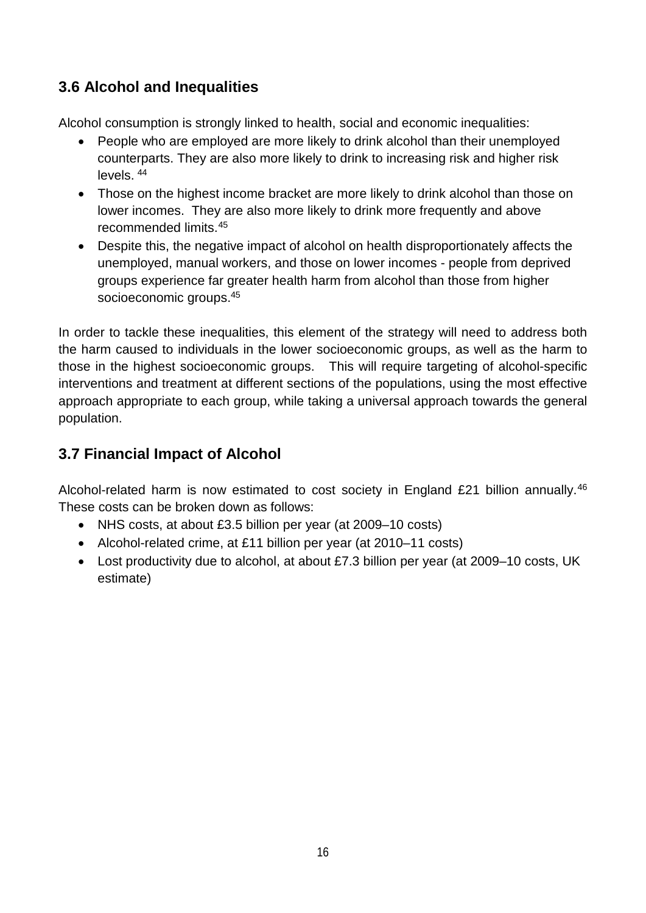## 3.6 Alcohol and Inequalities

Alcohol consumption is strongly linked to health, social and economic inequalities:

- People who are employed are more likely to drink alcohol than their unemployed counterparts. They are also more likely to drink to increasing risk and higher risk levels. [44]
- Those on the highest income bracket are more likely to drink alcohol than those on lower incomes. They are also more likely to drink more frequently and above recommended limits.[45]
- Despite this, the negative impact of alcohol on health disproportionately affects the unemployed, manual workers, and those on lower incomes - people from deprived groups experience far greater health harm from alcohol than those from higher socioeconomic groups.[45]

In order to tackle these inequalities, this element of the strategy will need to address both the harm caused to individuals in the lower socioeconomic groups, as well as the harm to those in the highest socioeconomic groups. This will require targeting of alcohol-specific interventions and treatment at different sections of the populations, using the most effective approach appropriate to each group, while taking a universal approach towards the general population.

## 3.7 Financial Impact of Alcohol

Alcohol-related harm is now estimated to cost society in England £21 billion annually.[46] These costs can be broken down as follows:

- NHS costs, at about £3.5 billion per year (at 2009–10 costs)
- Alcohol-related crime, at £11 billion per year (at 2010–11 costs)
- Lost productivity due to alcohol, at about £7.3 billion per year (at 2009–10 costs, UK estimate)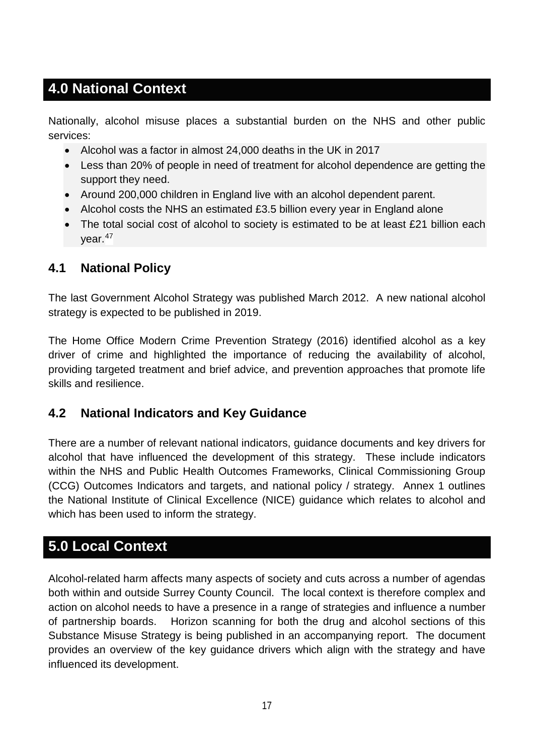# 4.0 National Context

Nationally, alcohol misuse places a substantial burden on the NHS and other public services:

- Alcohol was a factor in almost 24,000 deaths in the UK in 2017
- Less than 20% of people in need of treatment for alcohol dependence are getting the support they need.
- Around 200,000 children in England live with an alcohol dependent parent.
- Alcohol costs the NHS an estimated £3.5 billion every year in England alone
- The total social cost of alcohol to society is estimated to be at least £21 billion each year.[47]

## 4.1 National Policy

The last Government Alcohol Strategy was published March 2012. A new national alcohol strategy is expected to be published in 2019.

The Home Office Modern Crime Prevention Strategy (2016) identified alcohol as a key driver of crime and highlighted the importance of reducing the availability of alcohol, providing targeted treatment and brief advice, and prevention approaches that promote life skills and resilience.

## 4.2 National Indicators and Key Guidance

There are a number of relevant national indicators, guidance documents and key drivers for alcohol that have influenced the development of this strategy. These include indicators within the NHS and Public Health Outcomes Frameworks, Clinical Commissioning Group (CCG) Outcomes Indicators and targets, and national policy / strategy. Annex 1 outlines the National Institute of Clinical Excellence (NICE) guidance which relates to alcohol and which has been used to inform the strategy.

# 5.0 Local Context

Alcohol-related harm affects many aspects of society and cuts across a number of agendas both within and outside Surrey County Council. The local context is therefore complex and action on alcohol needs to have a presence in a range of strategies and influence a number of partnership boards. Horizon scanning for both the drug and alcohol sections of this Substance Misuse Strategy is being published in an accompanying report. The document provides an overview of the key guidance drivers which align with the strategy and have influenced its development.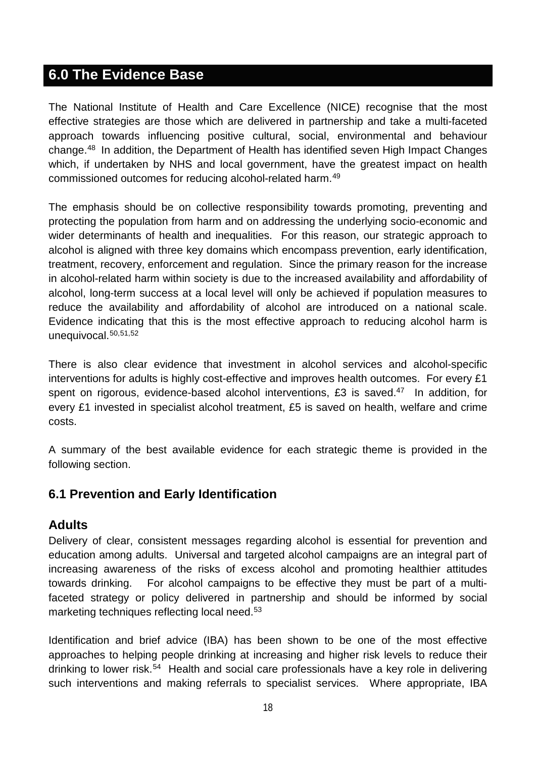## 6.0 The Evidence Base

The National Institute of Health and Care Excellence (NICE) recognise that the most effective strategies are those which are delivered in partnership and take a multi-faceted approach towards influencing positive cultural, social, environmental and behaviour change.[48] In addition, the Department of Health has identified seven High Impact Changes which, if undertaken by NHS and local government, have the greatest impact on health commissioned outcomes for reducing alcohol-related harm.[49]

The emphasis should be on collective responsibility towards promoting, preventing and protecting the population from harm and on addressing the underlying socio-economic and wider determinants of health and inequalities. For this reason, our strategic approach to alcohol is aligned with three key domains which encompass prevention, early identification, treatment, recovery, enforcement and regulation. Since the primary reason for the increase in alcohol-related harm within society is due to the increased availability and affordability of alcohol, long-term success at a local level will only be achieved if population measures to reduce the availability and affordability of alcohol are introduced on a national scale. Evidence indicating that this is the most effective approach to reducing alcohol harm is unequivocal.[50,51,52]

There is also clear evidence that investment in alcohol services and alcohol-specific interventions for adults is highly cost-effective and improves health outcomes. For every £1 spent on rigorous, evidence-based alcohol interventions, £3 is saved.[47] In addition, for every £1 invested in specialist alcohol treatment, £5 is saved on health, welfare and crime costs.

A summary of the best available evidence for each strategic theme is provided in the following section.

### 6.1 Prevention and Early Identification

#### Adults

Delivery of clear, consistent messages regarding alcohol is essential for prevention and education among adults. Universal and targeted alcohol campaigns are an integral part of increasing awareness of the risks of excess alcohol and promoting healthier attitudes towards drinking. For alcohol campaigns to be effective they must be part of a multi-faceted strategy or policy delivered in partnership and should be informed by social marketing techniques reflecting local need.[53]

Identification and brief advice (IBA) has been shown to be one of the most effective approaches to helping people drinking at increasing and higher risk levels to reduce their drinking to lower risk.[54] Health and social care professionals have a key role in delivering such interventions and making referrals to specialist services. Where appropriate, IBA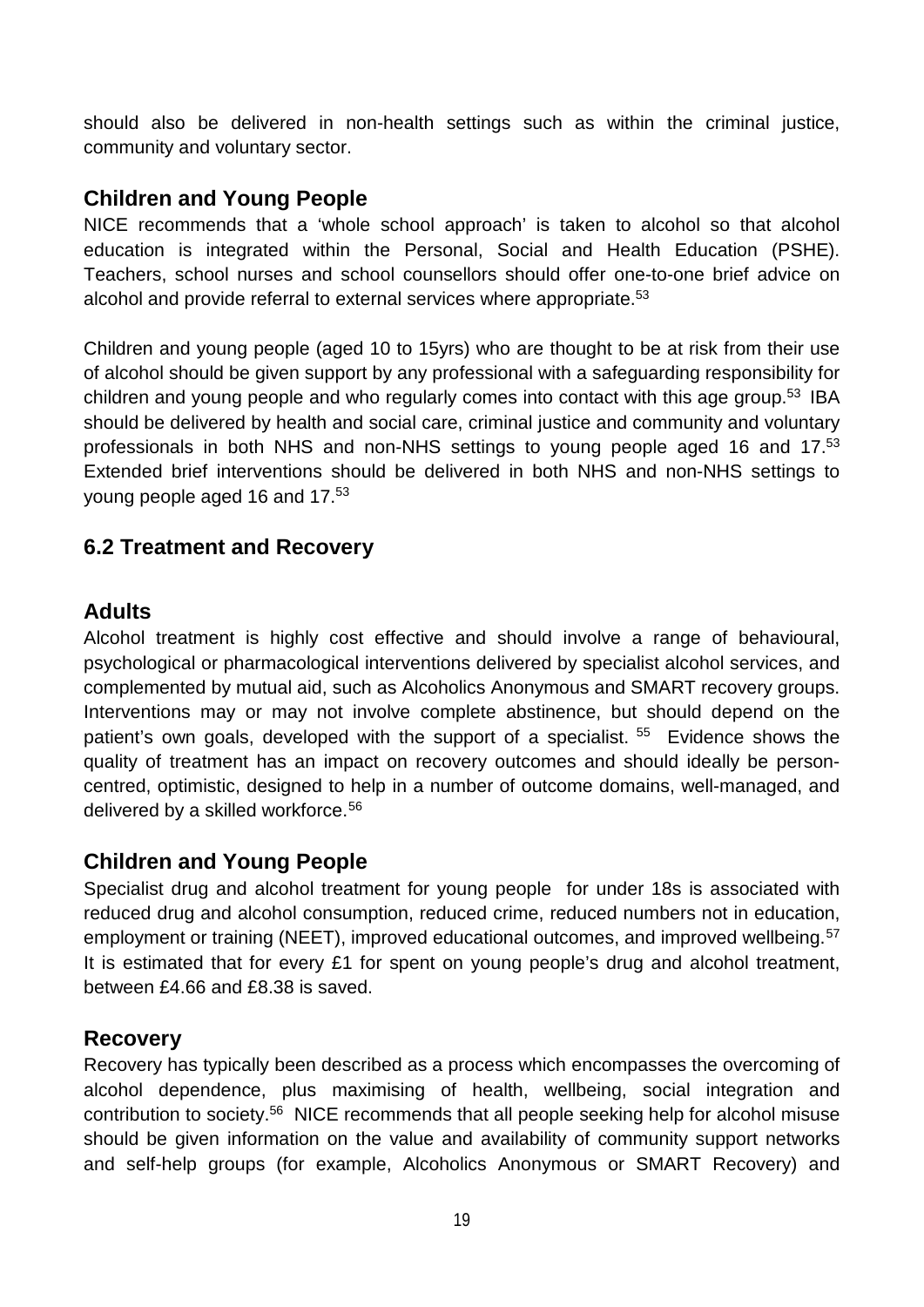should also be delivered in non-health settings such as within the criminal justice, community and voluntary sector.

### Children and Young People

NICE recommends that a 'whole school approach' is taken to alcohol so that alcohol education is integrated within the Personal, Social and Health Education (PSHE). Teachers, school nurses and school counsellors should offer one-to-one brief advice on alcohol and provide referral to external services where appropriate.[53]

Children and young people (aged 10 to 15yrs) who are thought to be at risk from their use of alcohol should be given support by any professional with a safeguarding responsibility for children and young people and who regularly comes into contact with this age group.[53] IBA should be delivered by health and social care, criminal justice and community and voluntary professionals in both NHS and non-NHS settings to young people aged 16 and 17.[53] Extended brief interventions should be delivered in both NHS and non-NHS settings to young people aged 16 and 17.[53]

## 6.2 Treatment and Recovery

### Adults

Alcohol treatment is highly cost effective and should involve a range of behavioural, psychological or pharmacological interventions delivered by specialist alcohol services, and complemented by mutual aid, such as Alcoholics Anonymous and SMART recovery groups. Interventions may or may not involve complete abstinence, but should depend on the patient's own goals, developed with the support of a specialist.[55] Evidence shows the quality of treatment has an impact on recovery outcomes and should ideally be person-centred, optimistic, designed to help in a number of outcome domains, well-managed, and delivered by a skilled workforce.[56]

### Children and Young People

Specialist drug and alcohol treatment for young people for under 18s is associated with reduced drug and alcohol consumption, reduced crime, reduced numbers not in education, employment or training (NEET), improved educational outcomes, and improved wellbeing.[57] It is estimated that for every £1 for spent on young people's drug and alcohol treatment, between £4.66 and £8.38 is saved.

### Recovery

Recovery has typically been described as a process which encompasses the overcoming of alcohol dependence, plus maximising of health, wellbeing, social integration and contribution to society.[56] NICE recommends that all people seeking help for alcohol misuse should be given information on the value and availability of community support networks and self-help groups (for example, Alcoholics Anonymous or SMART Recovery) and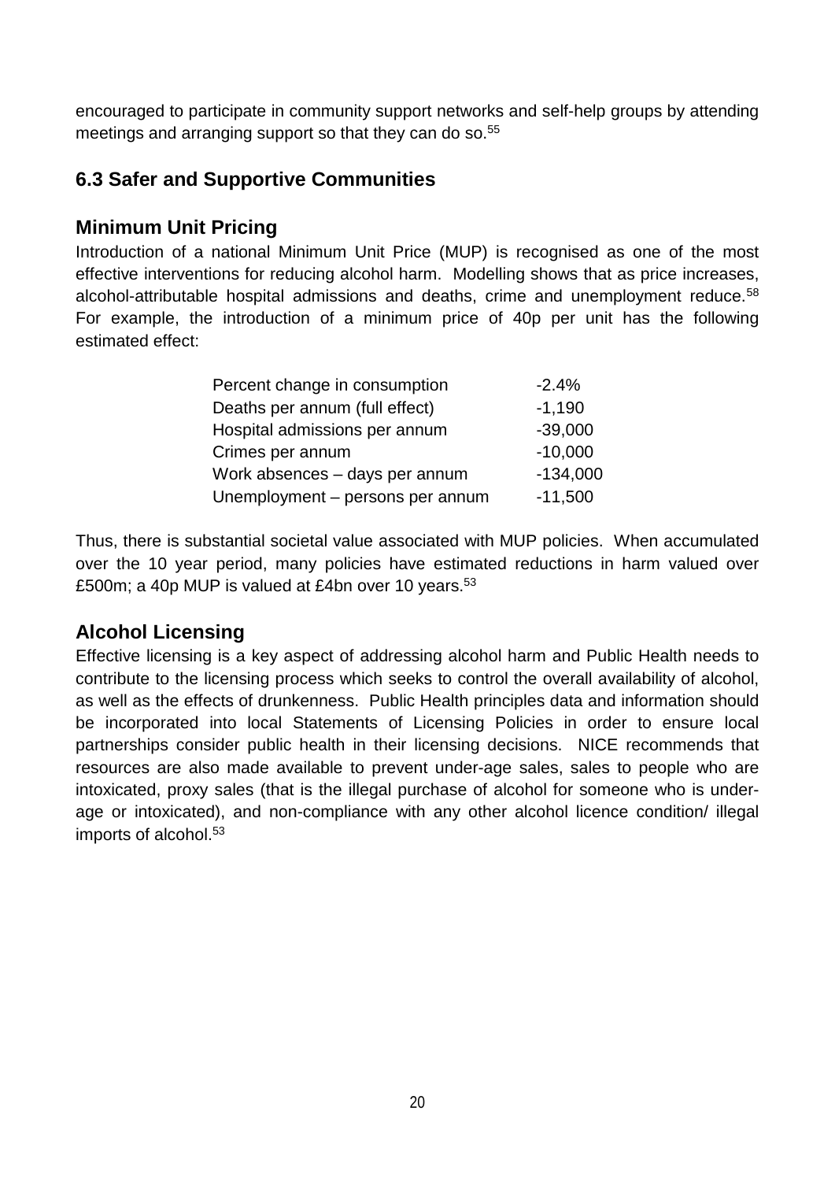encouraged to participate in community support networks and self-help groups by attending meetings and arranging support so that they can do so.[55]

## 6.3 Safer and Supportive Communities

### Minimum Unit Pricing

Introduction of a national Minimum Unit Price (MUP) is recognised as one of the most effective interventions for reducing alcohol harm. Modelling shows that as price increases, alcohol-attributable hospital admissions and deaths, crime and unemployment reduce.[58] For example, the introduction of a minimum price of 40p per unit has the following estimated effect:

| | |
|---|---|
| Percent change in consumption | -2.4% |
| Deaths per annum (full effect) | -1,190 |
| Hospital admissions per annum | -39,000 |
| Crimes per annum | -10,000 |
| Work absences – days per annum | -134,000 |
| Unemployment – persons per annum | -11,500 |

Thus, there is substantial societal value associated with MUP policies. When accumulated over the 10 year period, many policies have estimated reductions in harm valued over £500m; a 40p MUP is valued at £4bn over 10 years.[53]

### Alcohol Licensing

Effective licensing is a key aspect of addressing alcohol harm and Public Health needs to contribute to the licensing process which seeks to control the overall availability of alcohol, as well as the effects of drunkenness. Public Health principles data and information should be incorporated into local Statements of Licensing Policies in order to ensure local partnerships consider public health in their licensing decisions. NICE recommends that resources are also made available to prevent under-age sales, sales to people who are intoxicated, proxy sales (that is the illegal purchase of alcohol for someone who is under-age or intoxicated), and non-compliance with any other alcohol licence condition/ illegal imports of alcohol.[53]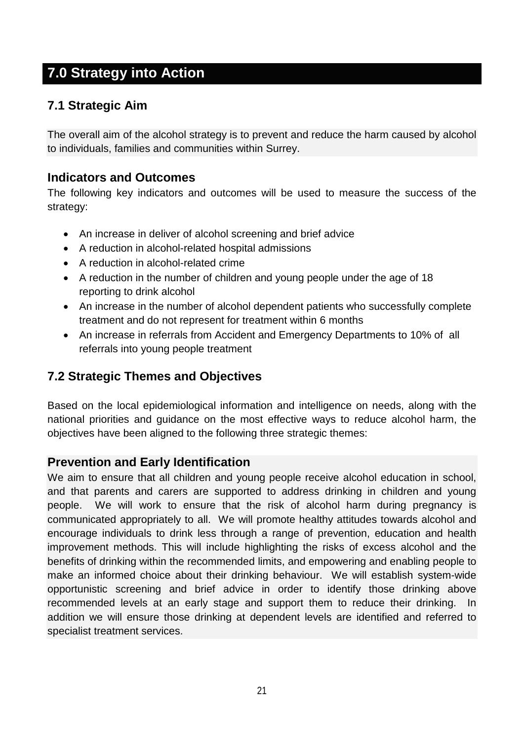# 7.0 Strategy into Action

## 7.1 Strategic Aim

The overall aim of the alcohol strategy is to prevent and reduce the harm caused by alcohol to individuals, families and communities within Surrey.

### Indicators and Outcomes

The following key indicators and outcomes will be used to measure the success of the strategy:

- An increase in deliver of alcohol screening and brief advice
- A reduction in alcohol-related hospital admissions
- A reduction in alcohol-related crime
- A reduction in the number of children and young people under the age of 18 reporting to drink alcohol
- An increase in the number of alcohol dependent patients who successfully complete treatment and do not represent for treatment within 6 months
- An increase in referrals from Accident and Emergency Departments to 10% of all referrals into young people treatment

## 7.2 Strategic Themes and Objectives

Based on the local epidemiological information and intelligence on needs, along with the national priorities and guidance on the most effective ways to reduce alcohol harm, the objectives have been aligned to the following three strategic themes:

### Prevention and Early Identification

We aim to ensure that all children and young people receive alcohol education in school, and that parents and carers are supported to address drinking in children and young people. We will work to ensure that the risk of alcohol harm during pregnancy is communicated appropriately to all. We will promote healthy attitudes towards alcohol and encourage individuals to drink less through a range of prevention, education and health improvement methods. This will include highlighting the risks of excess alcohol and the benefits of drinking within the recommended limits, and empowering and enabling people to make an informed choice about their drinking behaviour. We will establish system-wide opportunistic screening and brief advice in order to identify those drinking above recommended levels at an early stage and support them to reduce their drinking. In addition we will ensure those drinking at dependent levels are identified and referred to specialist treatment services.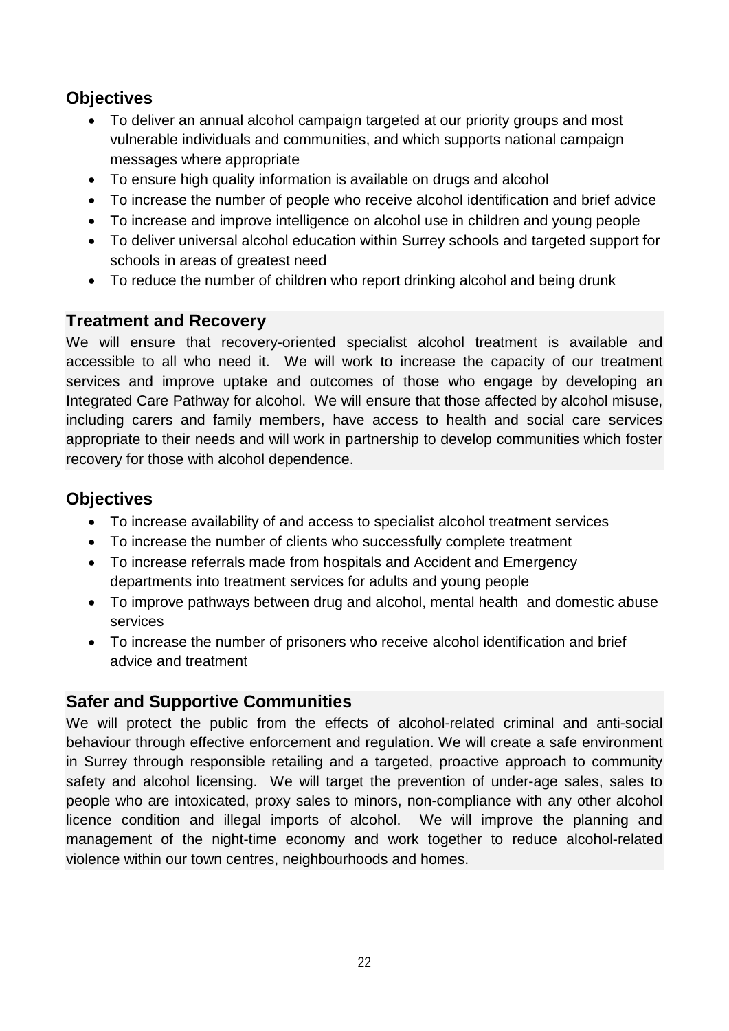## Objectives

- To deliver an annual alcohol campaign targeted at our priority groups and most vulnerable individuals and communities, and which supports national campaign messages where appropriate
- To ensure high quality information is available on drugs and alcohol
- To increase the number of people who receive alcohol identification and brief advice
- To increase and improve intelligence on alcohol use in children and young people
- To deliver universal alcohol education within Surrey schools and targeted support for schools in areas of greatest need
- To reduce the number of children who report drinking alcohol and being drunk

## Treatment and Recovery

We will ensure that recovery-oriented specialist alcohol treatment is available and accessible to all who need it. We will work to increase the capacity of our treatment services and improve uptake and outcomes of those who engage by developing an Integrated Care Pathway for alcohol. We will ensure that those affected by alcohol misuse, including carers and family members, have access to health and social care services appropriate to their needs and will work in partnership to develop communities which foster recovery for those with alcohol dependence.

## Objectives

- To increase availability of and access to specialist alcohol treatment services
- To increase the number of clients who successfully complete treatment
- To increase referrals made from hospitals and Accident and Emergency departments into treatment services for adults and young people
- To improve pathways between drug and alcohol, mental health and domestic abuse services
- To increase the number of prisoners who receive alcohol identification and brief advice and treatment

## Safer and Supportive Communities

We will protect the public from the effects of alcohol-related criminal and anti-social behaviour through effective enforcement and regulation. We will create a safe environment in Surrey through responsible retailing and a targeted, proactive approach to community safety and alcohol licensing. We will target the prevention of under-age sales, sales to people who are intoxicated, proxy sales to minors, non-compliance with any other alcohol licence condition and illegal imports of alcohol. We will improve the planning and management of the night-time economy and work together to reduce alcohol-related violence within our town centres, neighbourhoods and homes.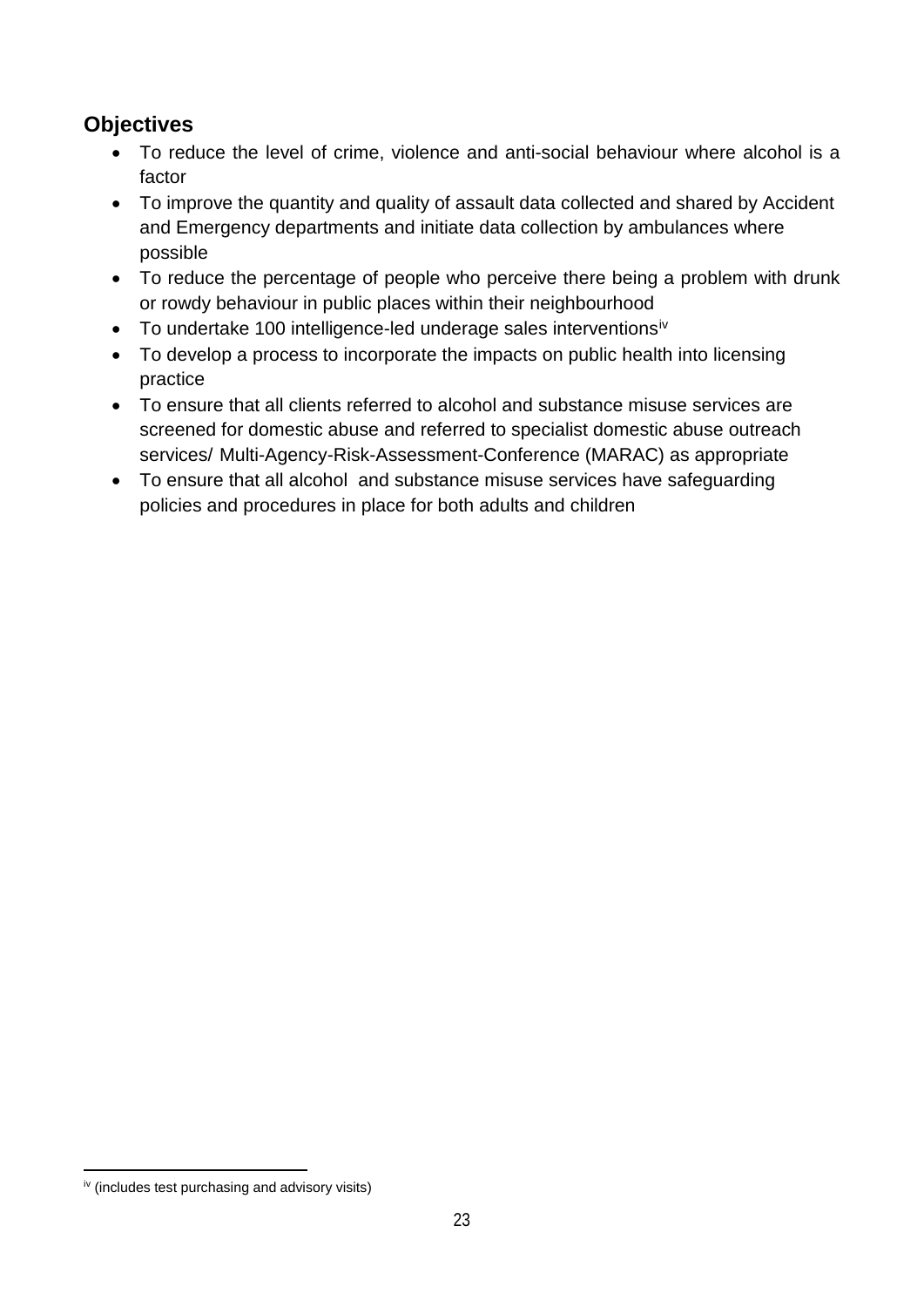## Objectives

- To reduce the level of crime, violence and anti-social behaviour where alcohol is a factor
- To improve the quantity and quality of assault data collected and shared by Accident and Emergency departments and initiate data collection by ambulances where possible
- To reduce the percentage of people who perceive there being a problem with drunk or rowdy behaviour in public places within their neighbourhood
- To undertake 100 intelligence-led underage sales interventions[iv]
- To develop a process to incorporate the impacts on public health into licensing practice
- To ensure that all clients referred to alcohol and substance misuse services are screened for domestic abuse and referred to specialist domestic abuse outreach services/ Multi-Agency-Risk-Assessment-Conference (MARAC) as appropriate
- To ensure that all alcohol and substance misuse services have safeguarding policies and procedures in place for both adults and children

[iv] (includes test purchasing and advisory visits)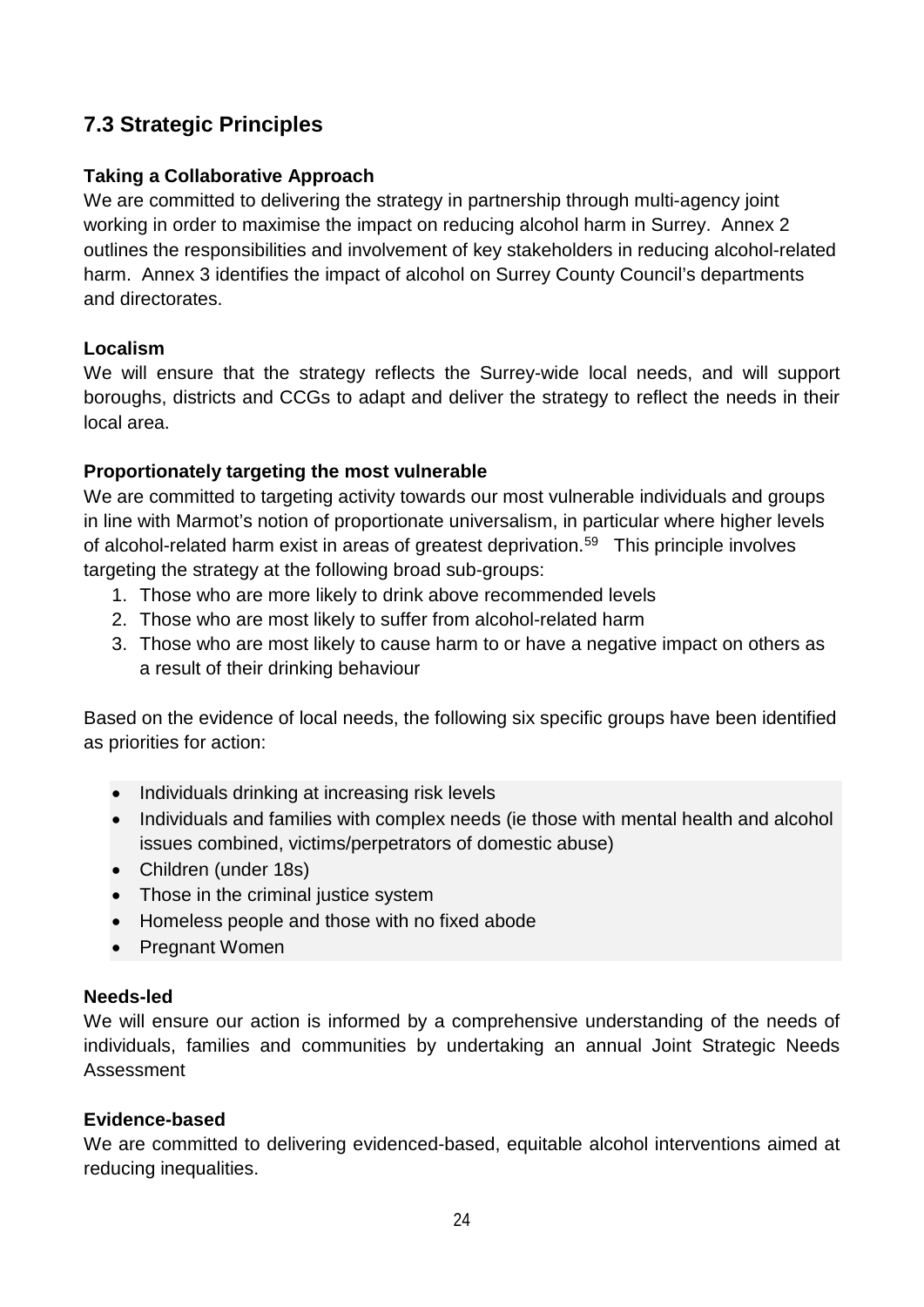## 7.3 Strategic Principles

**Taking a Collaborative Approach**

We are committed to delivering the strategy in partnership through multi-agency joint working in order to maximise the impact on reducing alcohol harm in Surrey. Annex 2 outlines the responsibilities and involvement of key stakeholders in reducing alcohol-related harm. Annex 3 identifies the impact of alcohol on Surrey County Council's departments and directorates.

**Localism**

We will ensure that the strategy reflects the Surrey-wide local needs, and will support boroughs, districts and CCGs to adapt and deliver the strategy to reflect the needs in their local area.

**Proportionately targeting the most vulnerable**

We are committed to targeting activity towards our most vulnerable individuals and groups in line with Marmot's notion of proportionate universalism, in particular where higher levels of alcohol-related harm exist in areas of greatest deprivation.[59] This principle involves targeting the strategy at the following broad sub-groups:

1. Those who are more likely to drink above recommended levels
2. Those who are most likely to suffer from alcohol-related harm
3. Those who are most likely to cause harm to or have a negative impact on others as a result of their drinking behaviour

Based on the evidence of local needs, the following six specific groups have been identified as priorities for action:

- Individuals drinking at increasing risk levels
- Individuals and families with complex needs (ie those with mental health and alcohol issues combined, victims/perpetrators of domestic abuse)
- Children (under 18s)
- Those in the criminal justice system
- Homeless people and those with no fixed abode
- Pregnant Women

**Needs-led**

We will ensure our action is informed by a comprehensive understanding of the needs of individuals, families and communities by undertaking an annual Joint Strategic Needs Assessment

**Evidence-based**

We are committed to delivering evidenced-based, equitable alcohol interventions aimed at reducing inequalities.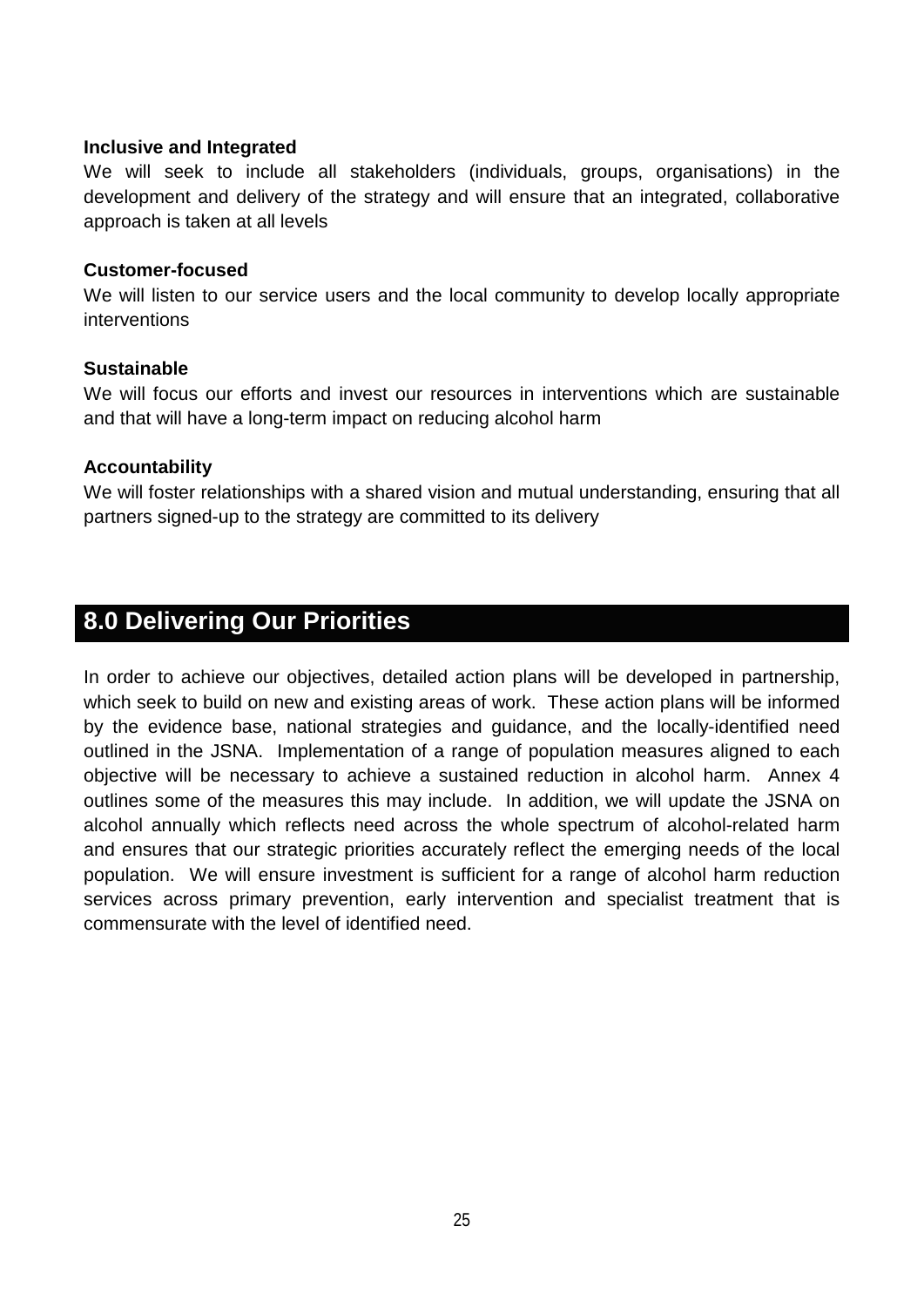**Inclusive and Integrated**

We will seek to include all stakeholders (individuals, groups, organisations) in the development and delivery of the strategy and will ensure that an integrated, collaborative approach is taken at all levels

**Customer-focused**

We will listen to our service users and the local community to develop locally appropriate interventions

**Sustainable**

We will focus our efforts and invest our resources in interventions which are sustainable and that will have a long-term impact on reducing alcohol harm

**Accountability**

We will foster relationships with a shared vision and mutual understanding, ensuring that all partners signed-up to the strategy are committed to its delivery

## 8.0 Delivering Our Priorities

In order to achieve our objectives, detailed action plans will be developed in partnership, which seek to build on new and existing areas of work. These action plans will be informed by the evidence base, national strategies and guidance, and the locally-identified need outlined in the JSNA. Implementation of a range of population measures aligned to each objective will be necessary to achieve a sustained reduction in alcohol harm. Annex 4 outlines some of the measures this may include. In addition, we will update the JSNA on alcohol annually which reflects need across the whole spectrum of alcohol-related harm and ensures that our strategic priorities accurately reflect the emerging needs of the local population. We will ensure investment is sufficient for a range of alcohol harm reduction services across primary prevention, early intervention and specialist treatment that is commensurate with the level of identified need.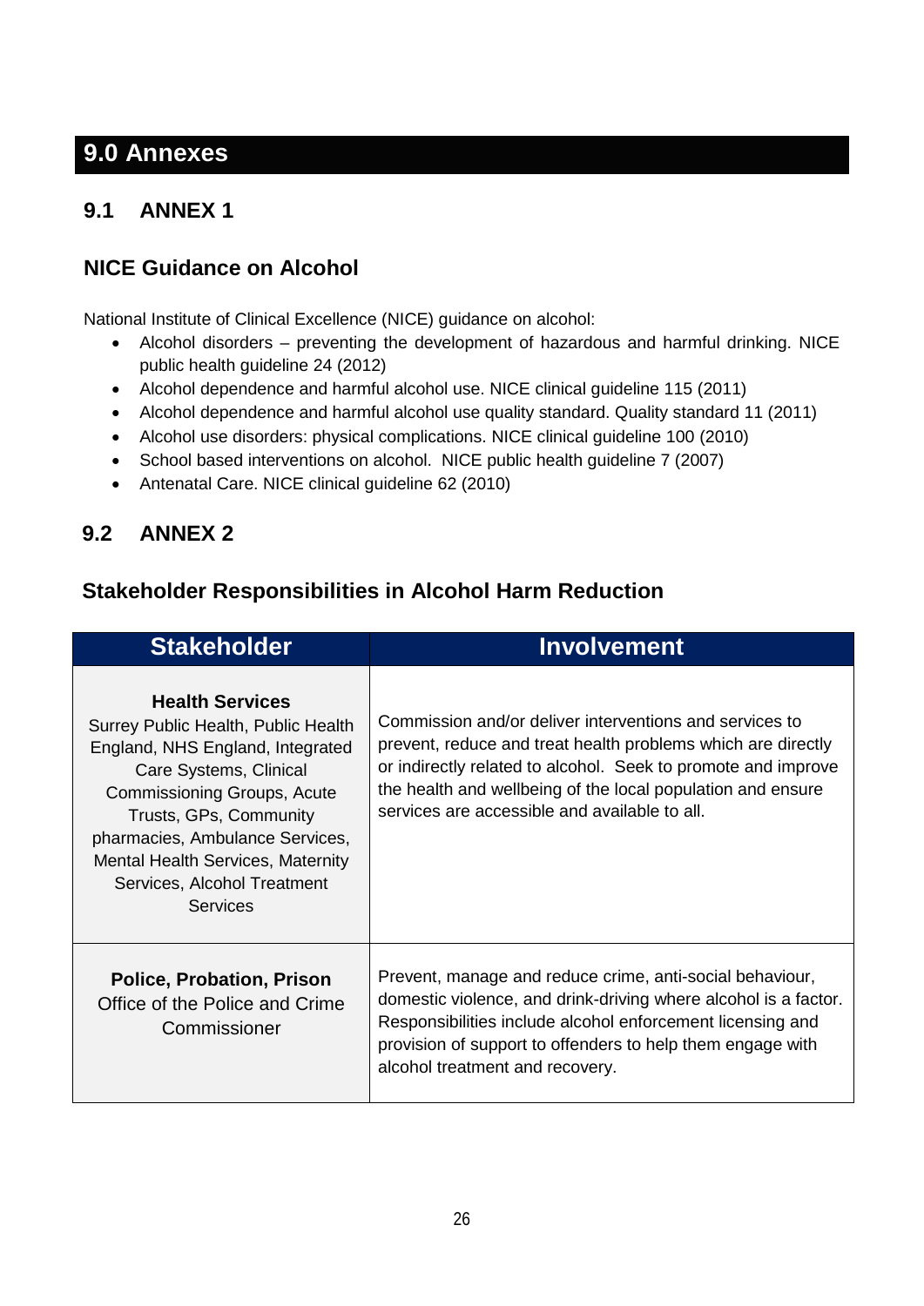# 9.0 Annexes

## 9.1 ANNEX 1

### NICE Guidance on Alcohol

National Institute of Clinical Excellence (NICE) guidance on alcohol:

- Alcohol disorders – preventing the development of hazardous and harmful drinking. NICE public health guideline 24 (2012)
- Alcohol dependence and harmful alcohol use. NICE clinical guideline 115 (2011)
- Alcohol dependence and harmful alcohol use quality standard. Quality standard 11 (2011)
- Alcohol use disorders: physical complications. NICE clinical guideline 100 (2010)
- School based interventions on alcohol. NICE public health guideline 7 (2007)
- Antenatal Care. NICE clinical guideline 62 (2010)

## 9.2 ANNEX 2

### Stakeholder Responsibilities in Alcohol Harm Reduction

| Stakeholder | Involvement |
|---|---|
| **Health Services** Surrey Public Health, Public Health England, NHS England, Integrated Care Systems, Clinical Commissioning Groups, Acute Trusts, GPs, Community pharmacies, Ambulance Services, Mental Health Services, Maternity Services, Alcohol Treatment Services | Commission and/or deliver interventions and services to prevent, reduce and treat health problems which are directly or indirectly related to alcohol. Seek to promote and improve the health and wellbeing of the local population and ensure services are accessible and available to all. |
| **Police, Probation, Prison** Office of the Police and Crime Commissioner | Prevent, manage and reduce crime, anti-social behaviour, domestic violence, and drink-driving where alcohol is a factor. Responsibilities include alcohol enforcement licensing and provision of support to offenders to help them engage with alcohol treatment and recovery. |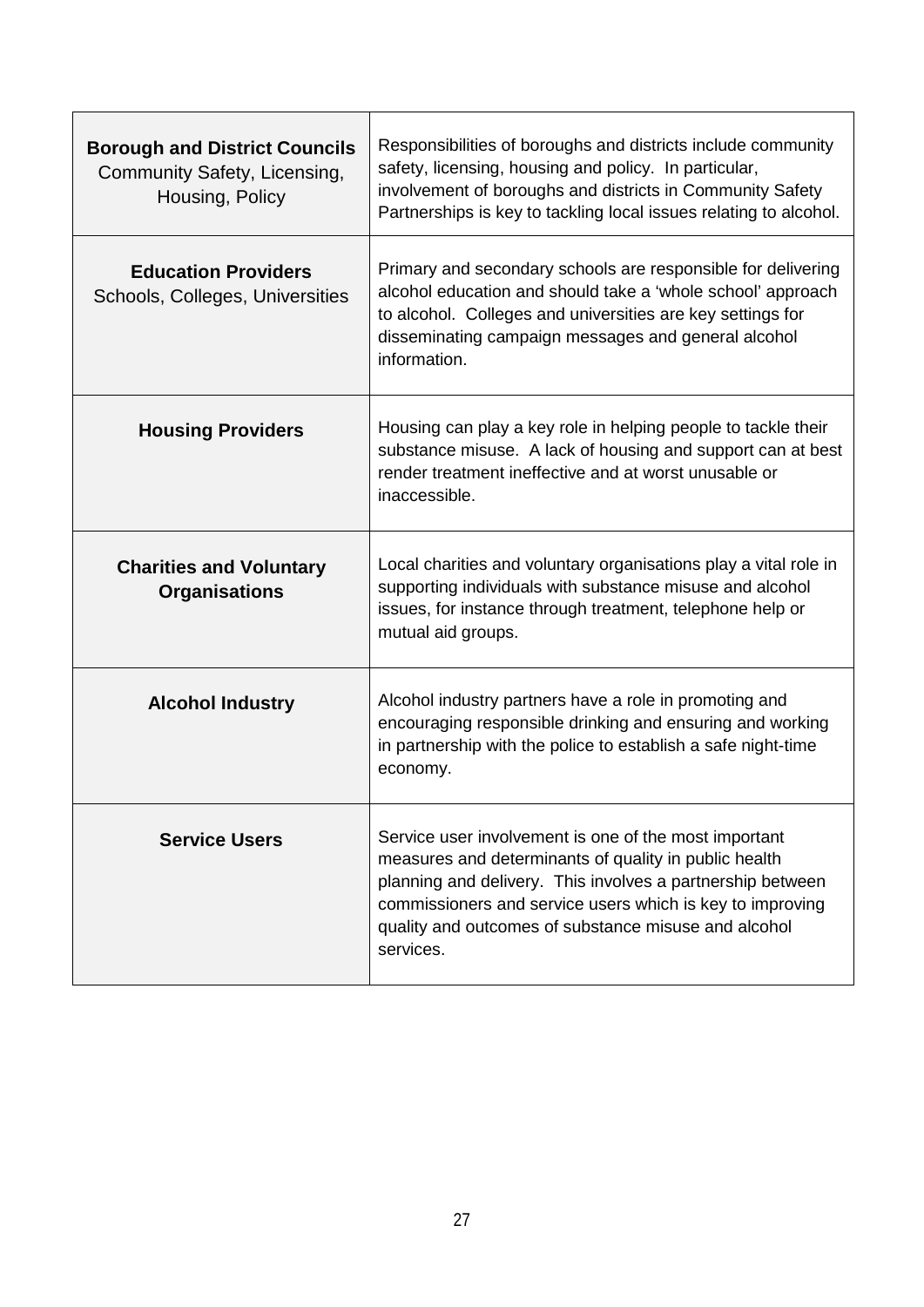| | |
|---|---|
| **Borough and District Councils** Community Safety, Licensing, Housing, Policy | Responsibilities of boroughs and districts include community safety, licensing, housing and policy. In particular, involvement of boroughs and districts in Community Safety Partnerships is key to tackling local issues relating to alcohol. |
| **Education Providers** Schools, Colleges, Universities | Primary and secondary schools are responsible for delivering alcohol education and should take a 'whole school' approach to alcohol. Colleges and universities are key settings for disseminating campaign messages and general alcohol information. |
| **Housing Providers** | Housing can play a key role in helping people to tackle their substance misuse. A lack of housing and support can at best render treatment ineffective and at worst unusable or inaccessible. |
| **Charities and Voluntary Organisations** | Local charities and voluntary organisations play a vital role in supporting individuals with substance misuse and alcohol issues, for instance through treatment, telephone help or mutual aid groups. |
| **Alcohol Industry** | Alcohol industry partners have a role in promoting and encouraging responsible drinking and ensuring and working in partnership with the police to establish a safe night-time economy. |
| **Service Users** | Service user involvement is one of the most important measures and determinants of quality in public health planning and delivery. This involves a partnership between commissioners and service users which is key to improving quality and outcomes of substance misuse and alcohol services. |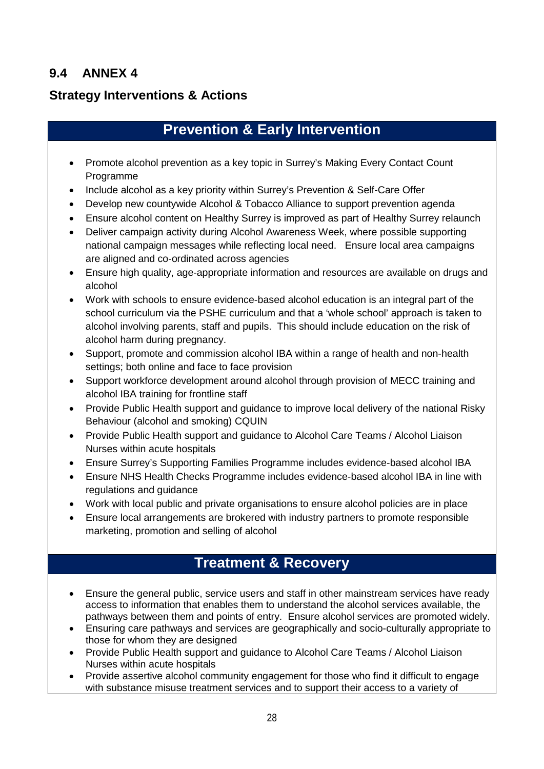## 9.4 ANNEX 4

### Strategy Interventions & Actions

### Prevention & Early Intervention

- Promote alcohol prevention as a key topic in Surrey's Making Every Contact Count Programme
- Include alcohol as a key priority within Surrey's Prevention & Self-Care Offer
- Develop new countywide Alcohol & Tobacco Alliance to support prevention agenda
- Ensure alcohol content on Healthy Surrey is improved as part of Healthy Surrey relaunch
- Deliver campaign activity during Alcohol Awareness Week, where possible supporting national campaign messages while reflecting local need. Ensure local area campaigns are aligned and co-ordinated across agencies
- Ensure high quality, age-appropriate information and resources are available on drugs and alcohol
- Work with schools to ensure evidence-based alcohol education is an integral part of the school curriculum via the PSHE curriculum and that a 'whole school' approach is taken to alcohol involving parents, staff and pupils. This should include education on the risk of alcohol harm during pregnancy.
- Support, promote and commission alcohol IBA within a range of health and non-health settings; both online and face to face provision
- Support workforce development around alcohol through provision of MECC training and alcohol IBA training for frontline staff
- Provide Public Health support and guidance to improve local delivery of the national Risky Behaviour (alcohol and smoking) CQUIN
- Provide Public Health support and guidance to Alcohol Care Teams / Alcohol Liaison Nurses within acute hospitals
- Ensure Surrey's Supporting Families Programme includes evidence-based alcohol IBA
- Ensure NHS Health Checks Programme includes evidence-based alcohol IBA in line with regulations and guidance
- Work with local public and private organisations to ensure alcohol policies are in place
- Ensure local arrangements are brokered with industry partners to promote responsible marketing, promotion and selling of alcohol

### Treatment & Recovery

- Ensure the general public, service users and staff in other mainstream services have ready access to information that enables them to understand the alcohol services available, the pathways between them and points of entry. Ensure alcohol services are promoted widely.
- Ensuring care pathways and services are geographically and socio-culturally appropriate to those for whom they are designed
- Provide Public Health support and guidance to Alcohol Care Teams / Alcohol Liaison Nurses within acute hospitals
- Provide assertive alcohol community engagement for those who find it difficult to engage with substance misuse treatment services and to support their access to a variety of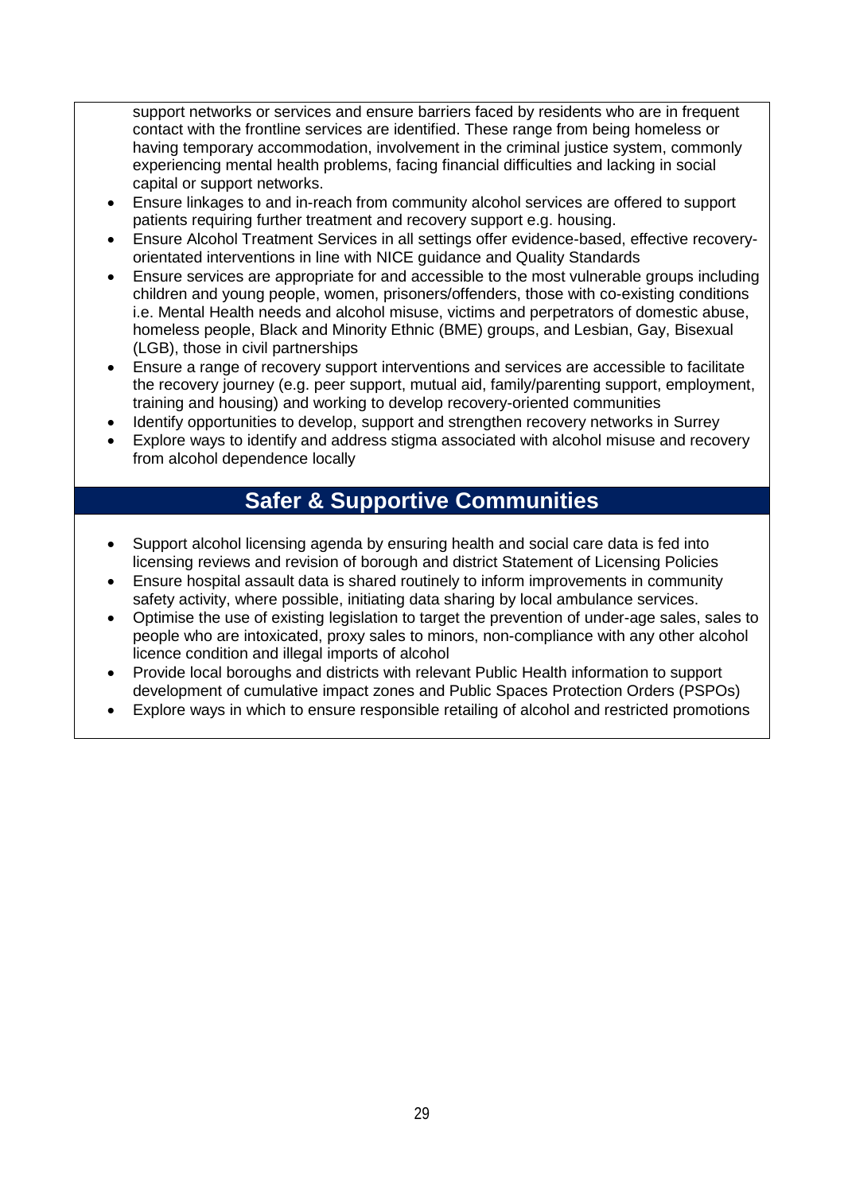support networks or services and ensure barriers faced by residents who are in frequent contact with the frontline services are identified. These range from being homeless or having temporary accommodation, involvement in the criminal justice system, commonly experiencing mental health problems, facing financial difficulties and lacking in social capital or support networks.

- Ensure linkages to and in-reach from community alcohol services are offered to support patients requiring further treatment and recovery support e.g. housing.
- Ensure Alcohol Treatment Services in all settings offer evidence-based, effective recovery-orientated interventions in line with NICE guidance and Quality Standards
- Ensure services are appropriate for and accessible to the most vulnerable groups including children and young people, women, prisoners/offenders, those with co-existing conditions i.e. Mental Health needs and alcohol misuse, victims and perpetrators of domestic abuse, homeless people, Black and Minority Ethnic (BME) groups, and Lesbian, Gay, Bisexual (LGB), those in civil partnerships
- Ensure a range of recovery support interventions and services are accessible to facilitate the recovery journey (e.g. peer support, mutual aid, family/parenting support, employment, training and housing) and working to develop recovery-oriented communities
- Identify opportunities to develop, support and strengthen recovery networks in Surrey
- Explore ways to identify and address stigma associated with alcohol misuse and recovery from alcohol dependence locally

## Safer & Supportive Communities

- Support alcohol licensing agenda by ensuring health and social care data is fed into licensing reviews and revision of borough and district Statement of Licensing Policies
- Ensure hospital assault data is shared routinely to inform improvements in community safety activity, where possible, initiating data sharing by local ambulance services.
- Optimise the use of existing legislation to target the prevention of under-age sales, sales to people who are intoxicated, proxy sales to minors, non-compliance with any other alcohol licence condition and illegal imports of alcohol
- Provide local boroughs and districts with relevant Public Health information to support development of cumulative impact zones and Public Spaces Protection Orders (PSPOs)
- Explore ways in which to ensure responsible retailing of alcohol and restricted promotions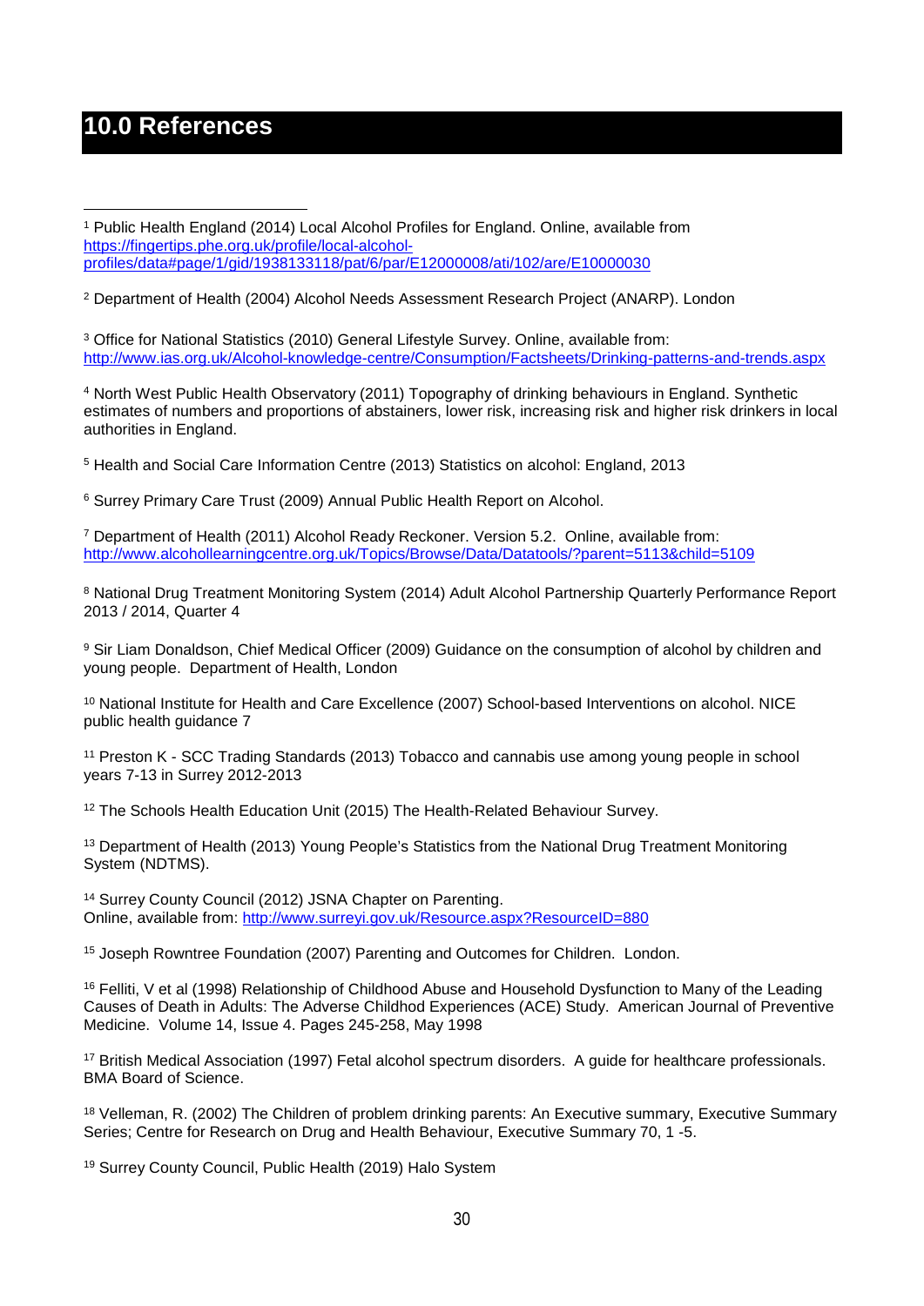# 10.0 References

[1] Public Health England (2014) Local Alcohol Profiles for England. Online, available from https://fingertips.phe.org.uk/profile/local-alcohol-profiles/data#page/1/gid/1938133118/pat/6/par/E12000008/ati/102/are/E10000030

[2] Department of Health (2004) Alcohol Needs Assessment Research Project (ANARP). London

[3] Office for National Statistics (2010) General Lifestyle Survey. Online, available from: http://www.ias.org.uk/Alcohol-knowledge-centre/Consumption/Factsheets/Drinking-patterns-and-trends.aspx

[4] North West Public Health Observatory (2011) Topography of drinking behaviours in England. Synthetic estimates of numbers and proportions of abstainers, lower risk, increasing risk and higher risk drinkers in local authorities in England.

[5] Health and Social Care Information Centre (2013) Statistics on alcohol: England, 2013

[6] Surrey Primary Care Trust (2009) Annual Public Health Report on Alcohol.

[7] Department of Health (2011) Alcohol Ready Reckoner. Version 5.2. Online, available from: http://www.alcohollearningcentre.org.uk/Topics/Browse/Data/Datatools/?parent=5113&child=5109

[8] National Drug Treatment Monitoring System (2014) Adult Alcohol Partnership Quarterly Performance Report 2013 / 2014, Quarter 4

[9] Sir Liam Donaldson, Chief Medical Officer (2009) Guidance on the consumption of alcohol by children and young people. Department of Health, London

[10] National Institute for Health and Care Excellence (2007) School-based Interventions on alcohol. NICE public health guidance 7

[11] Preston K - SCC Trading Standards (2013) Tobacco and cannabis use among young people in school years 7-13 in Surrey 2012-2013

[12] The Schools Health Education Unit (2015) The Health-Related Behaviour Survey.

[13] Department of Health (2013) Young People's Statistics from the National Drug Treatment Monitoring System (NDTMS).

[14] Surrey County Council (2012) JSNA Chapter on Parenting.
Online, available from: http://www.surreyi.gov.uk/Resource.aspx?ResourceID=880

[15] Joseph Rowntree Foundation (2007) Parenting and Outcomes for Children. London.

[16] Felliti, V et al (1998) Relationship of Childhood Abuse and Household Dysfunction to Many of the Leading Causes of Death in Adults: The Adverse Childhood Experiences (ACE) Study. American Journal of Preventive Medicine. Volume 14, Issue 4. Pages 245-258, May 1998

[17] British Medical Association (1997) Fetal alcohol spectrum disorders. A guide for healthcare professionals. BMA Board of Science.

[18] Velleman, R. (2002) The Children of problem drinking parents: An Executive summary, Executive Summary Series; Centre for Research on Drug and Health Behaviour, Executive Summary 70, 1 -5.

[19] Surrey County Council, Public Health (2019) Halo System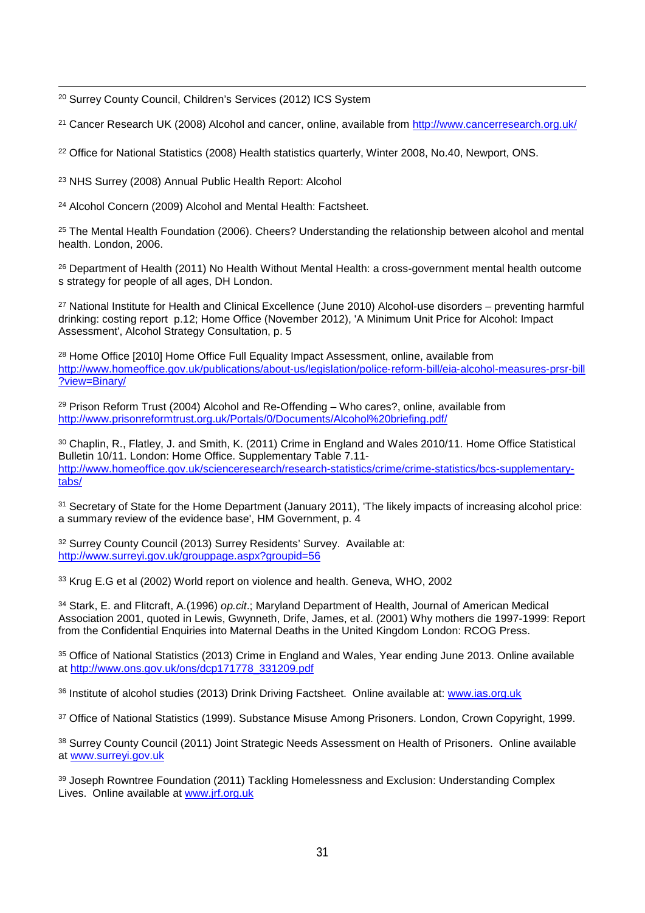[20] Surrey County Council, Children's Services (2012) ICS System

[21] Cancer Research UK (2008) Alcohol and cancer, online, available from http://www.cancerresearch.org.uk/

[22] Office for National Statistics (2008) Health statistics quarterly, Winter 2008, No.40, Newport, ONS.

[23] NHS Surrey (2008) Annual Public Health Report: Alcohol

[24] Alcohol Concern (2009) Alcohol and Mental Health: Factsheet.

[25] The Mental Health Foundation (2006). Cheers? Understanding the relationship between alcohol and mental health. London, 2006.

[26] Department of Health (2011) No Health Without Mental Health: a cross-government mental health outcome s strategy for people of all ages, DH London.

[27] National Institute for Health and Clinical Excellence (June 2010) Alcohol-use disorders – preventing harmful drinking: costing report p.12; Home Office (November 2012), 'A Minimum Unit Price for Alcohol: Impact Assessment', Alcohol Strategy Consultation, p. 5

[28] Home Office [2010] Home Office Full Equality Impact Assessment, online, available from http://www.homeoffice.gov.uk/publications/about-us/legislation/police-reform-bill/eia-alcohol-measures-prsr-bill?view=Binary/

[29] Prison Reform Trust (2004) Alcohol and Re-Offending – Who cares?, online, available from http://www.prisonreformtrust.org.uk/Portals/0/Documents/Alcohol%20briefing.pdf/

[30] Chaplin, R., Flatley, J. and Smith, K. (2011) Crime in England and Wales 2010/11. Home Office Statistical Bulletin 10/11. London: Home Office. Supplementary Table 7.11- http://www.homeoffice.gov.uk/scienceresearch/research-statistics/crime/crime-statistics/bcs-supplementary-tabs/

[31] Secretary of State for the Home Department (January 2011), 'The likely impacts of increasing alcohol price: a summary review of the evidence base', HM Government, p. 4

[32] Surrey County Council (2013) Surrey Residents' Survey. Available at: http://www.surreyi.gov.uk/grouppage.aspx?groupid=56

[33] Krug E.G et al (2002) World report on violence and health. Geneva, WHO, 2002

[34] Stark, E. and Flitcraft, A.(1996) *op.cit*.; Maryland Department of Health, Journal of American Medical Association 2001, quoted in Lewis, Gwynneth, Drife, James, et al. (2001) Why mothers die 1997-1999: Report from the Confidential Enquiries into Maternal Deaths in the United Kingdom London: RCOG Press.

[35] Office of National Statistics (2013) Crime in England and Wales, Year ending June 2013. Online available at http://www.ons.gov.uk/ons/dcp171778_331209.pdf

[36] Institute of alcohol studies (2013) Drink Driving Factsheet. Online available at: www.ias.org.uk

[37] Office of National Statistics (1999). Substance Misuse Among Prisoners. London, Crown Copyright, 1999.

[38] Surrey County Council (2011) Joint Strategic Needs Assessment on Health of Prisoners. Online available at www.surreyi.gov.uk

[39] Joseph Rowntree Foundation (2011) Tackling Homelessness and Exclusion: Understanding Complex Lives. Online available at www.jrf.org.uk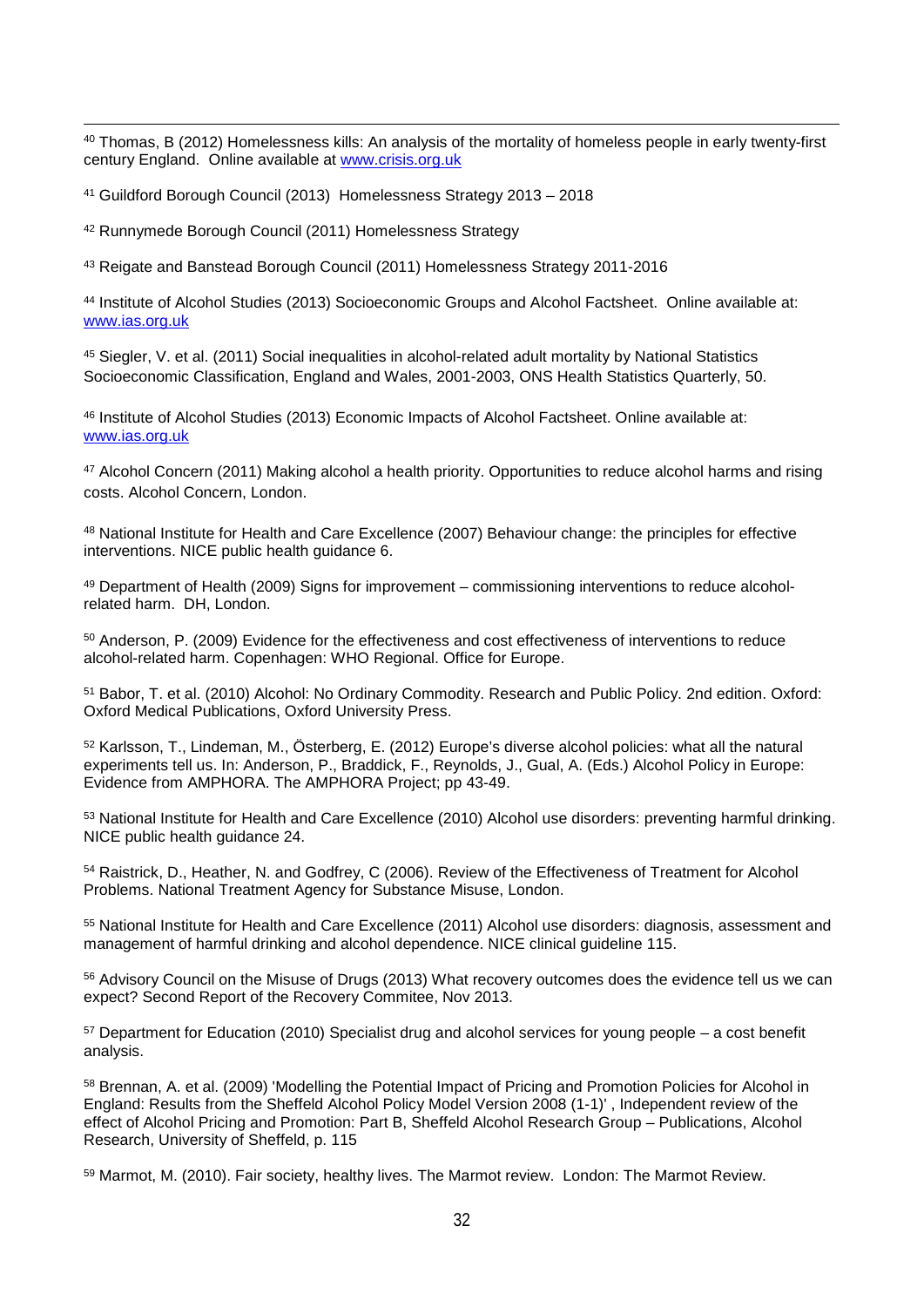[40] Thomas, B (2012) Homelessness kills: An analysis of the mortality of homeless people in early twenty-first century England. Online available at www.crisis.org.uk

[41] Guildford Borough Council (2013) Homelessness Strategy 2013 – 2018

[42] Runnymede Borough Council (2011) Homelessness Strategy

[43] Reigate and Banstead Borough Council (2011) Homelessness Strategy 2011-2016

[44] Institute of Alcohol Studies (2013) Socioeconomic Groups and Alcohol Factsheet. Online available at: www.ias.org.uk

[45] Siegler, V. et al. (2011) Social inequalities in alcohol-related adult mortality by National Statistics Socioeconomic Classification, England and Wales, 2001-2003, ONS Health Statistics Quarterly, 50.

[46] Institute of Alcohol Studies (2013) Economic Impacts of Alcohol Factsheet. Online available at: www.ias.org.uk

[47] Alcohol Concern (2011) Making alcohol a health priority. Opportunities to reduce alcohol harms and rising costs. Alcohol Concern, London.

[48] National Institute for Health and Care Excellence (2007) Behaviour change: the principles for effective interventions. NICE public health guidance 6.

[49] Department of Health (2009) Signs for improvement – commissioning interventions to reduce alcohol-related harm. DH, London.

[50] Anderson, P. (2009) Evidence for the effectiveness and cost effectiveness of interventions to reduce alcohol-related harm. Copenhagen: WHO Regional. Office for Europe.

[51] Babor, T. et al. (2010) Alcohol: No Ordinary Commodity. Research and Public Policy. 2nd edition. Oxford: Oxford Medical Publications, Oxford University Press.

[52] Karlsson, T., Lindeman, M., Österberg, E. (2012) Europe's diverse alcohol policies: what all the natural experiments tell us. In: Anderson, P., Braddick, F., Reynolds, J., Gual, A. (Eds.) Alcohol Policy in Europe: Evidence from AMPHORA. The AMPHORA Project; pp 43-49.

[53] National Institute for Health and Care Excellence (2010) Alcohol use disorders: preventing harmful drinking. NICE public health guidance 24.

[54] Raistrick, D., Heather, N. and Godfrey, C (2006). Review of the Effectiveness of Treatment for Alcohol Problems. National Treatment Agency for Substance Misuse, London.

[55] National Institute for Health and Care Excellence (2011) Alcohol use disorders: diagnosis, assessment and management of harmful drinking and alcohol dependence. NICE clinical guideline 115.

[56] Advisory Council on the Misuse of Drugs (2013) What recovery outcomes does the evidence tell us we can expect? Second Report of the Recovery Commitee, Nov 2013.

[57] Department for Education (2010) Specialist drug and alcohol services for young people – a cost benefit analysis.

[58] Brennan, A. et al. (2009) 'Modelling the Potential Impact of Pricing and Promotion Policies for Alcohol in England: Results from the Sheffeld Alcohol Policy Model Version 2008 (1-1)' , Independent review of the effect of Alcohol Pricing and Promotion: Part B, Sheffeld Alcohol Research Group – Publications, Alcohol Research, University of Sheffeld, p. 115

[59] Marmot, M. (2010). Fair society, healthy lives. The Marmot review. London: The Marmot Review.